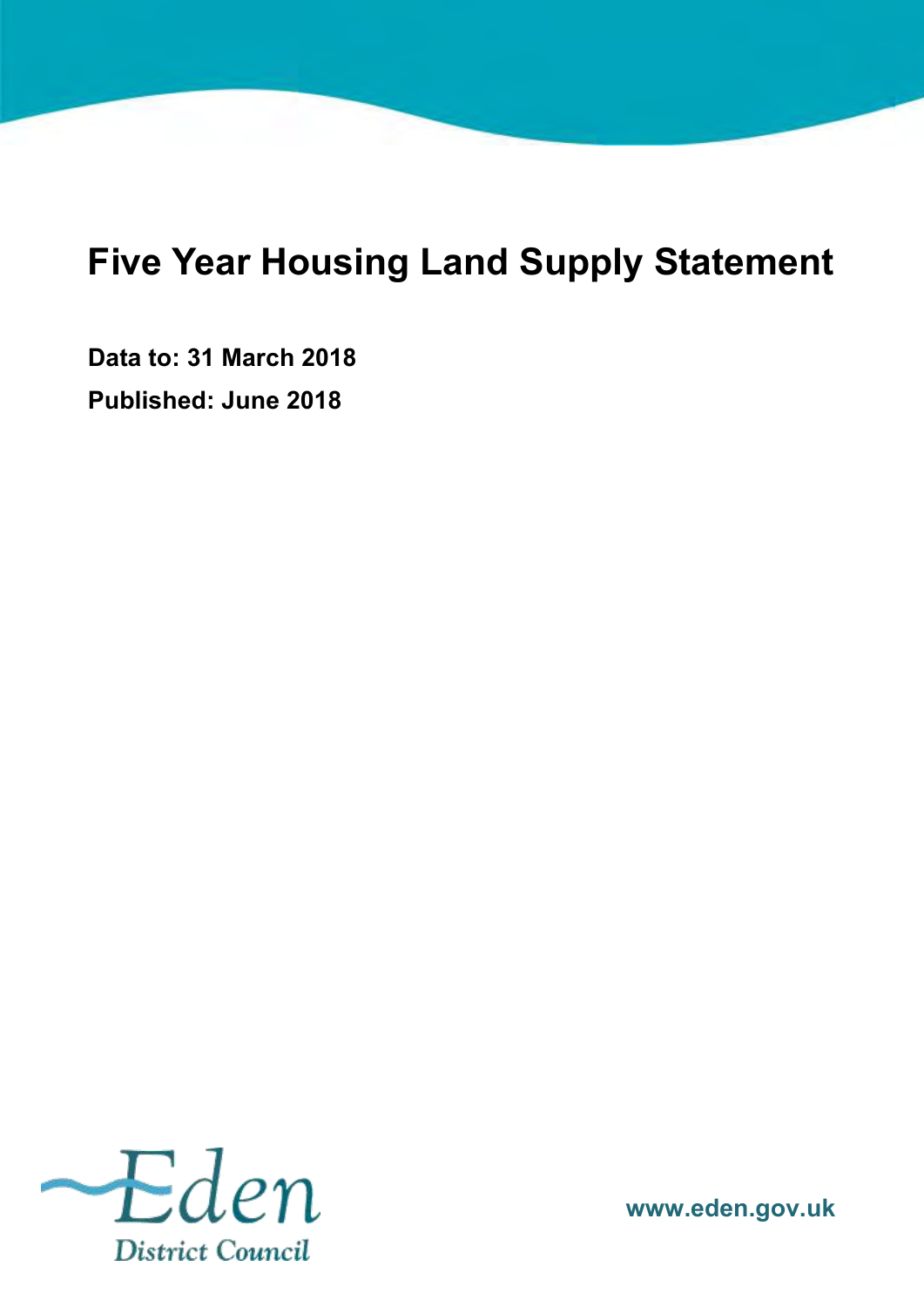# Five Year Housing Land Supply Statement

**Data to: 31 March 2018**

**Published: June 2018**

Eden District Council

www.eden.gov.uk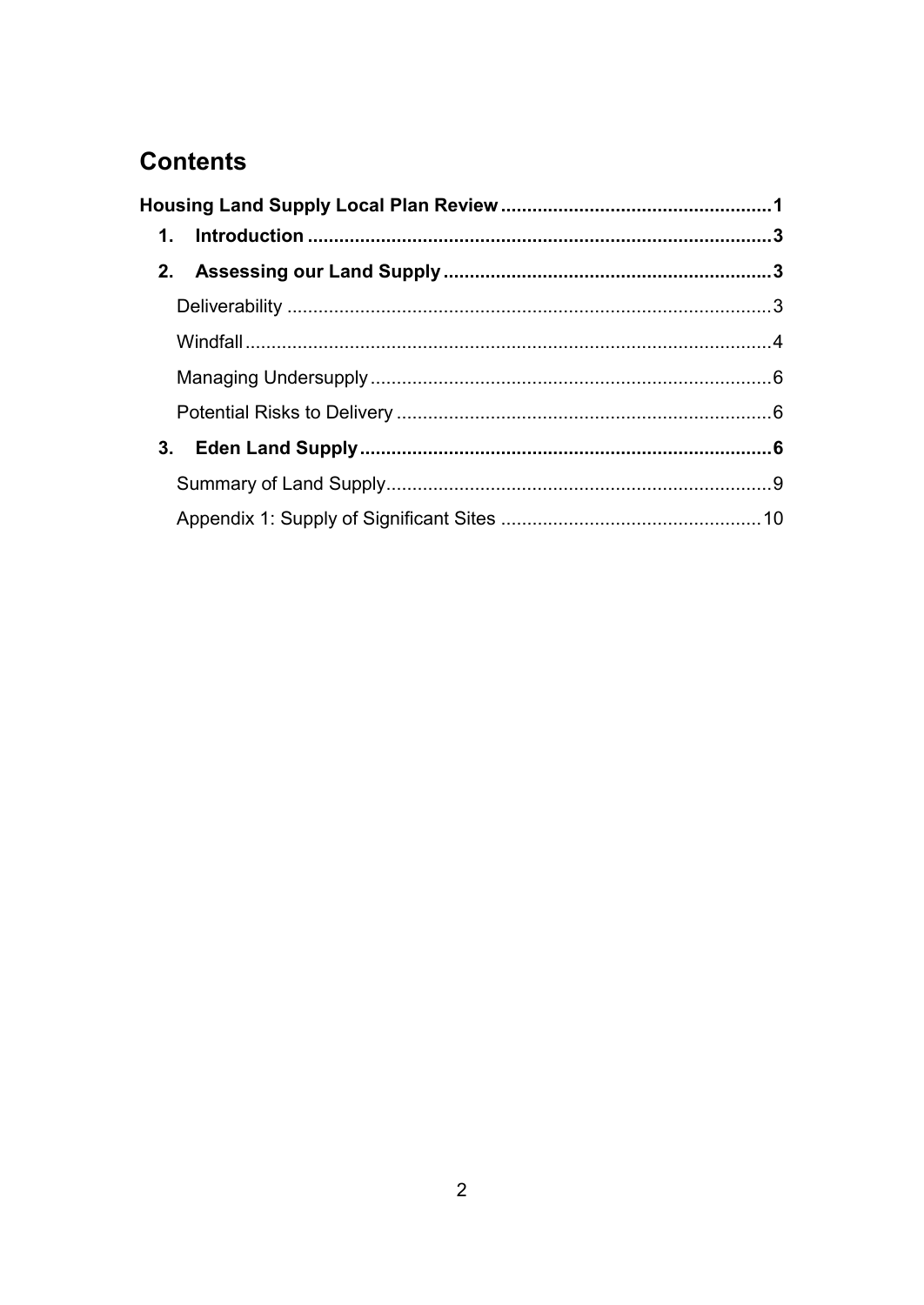# Contents

**Housing Land Supply Local Plan Review** .......... **1**

- **1. Introduction** .......... **3**
- **2. Assessing our Land Supply** .......... **3**
  - Deliverability .......... 3
  - Windfall .......... 4
  - Managing Undersupply .......... 6
  - Potential Risks to Delivery .......... 6
- **3. Eden Land Supply** .......... **6**
  - Summary of Land Supply .......... 9
  - Appendix 1: Supply of Significant Sites .......... 10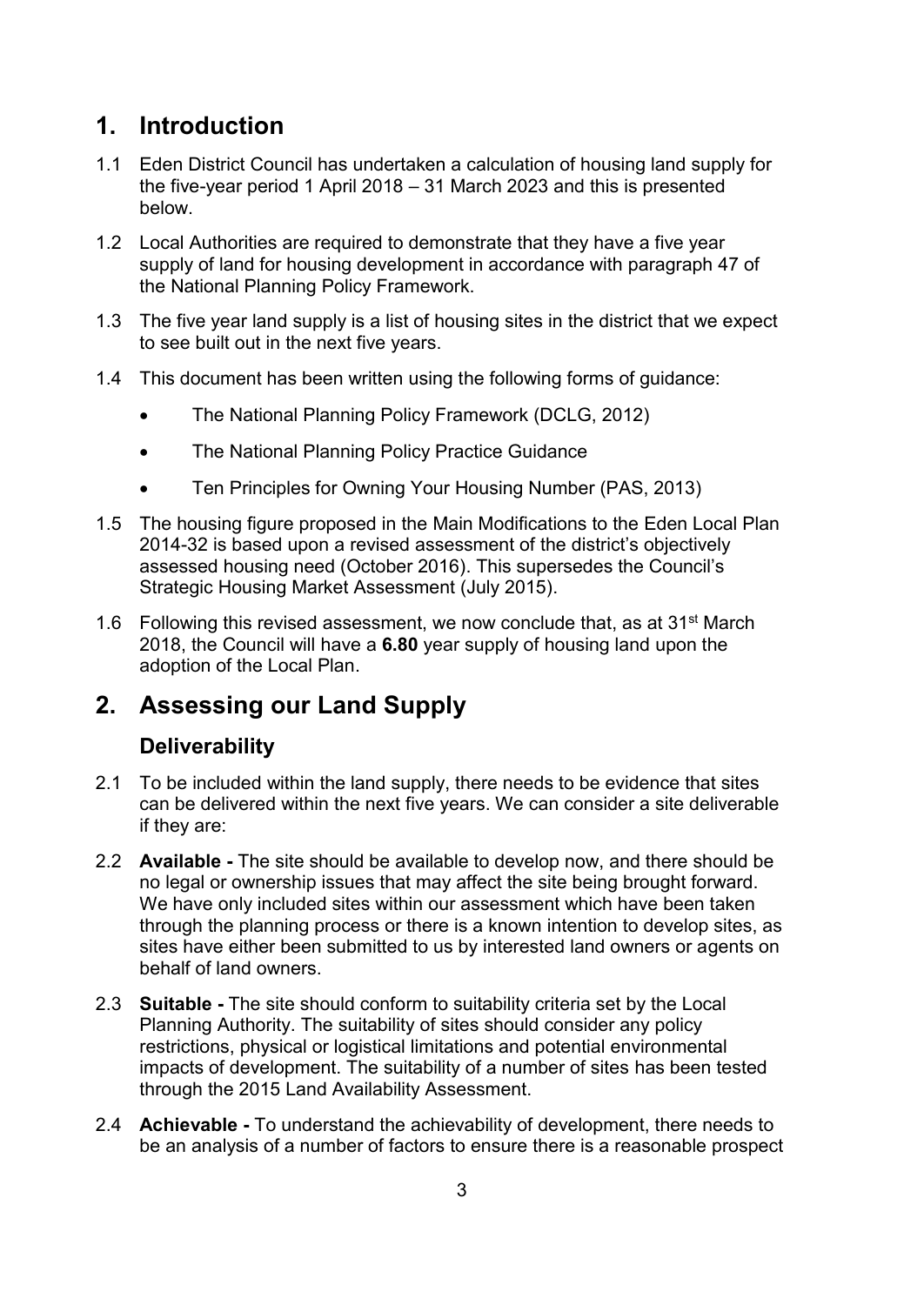# 1. Introduction

1.1 Eden District Council has undertaken a calculation of housing land supply for the five-year period 1 April 2018 – 31 March 2023 and this is presented below.

1.2 Local Authorities are required to demonstrate that they have a five year supply of land for housing development in accordance with paragraph 47 of the National Planning Policy Framework.

1.3 The five year land supply is a list of housing sites in the district that we expect to see built out in the next five years.

1.4 This document has been written using the following forms of guidance:

- The National Planning Policy Framework (DCLG, 2012)
- The National Planning Policy Practice Guidance
- Ten Principles for Owning Your Housing Number (PAS, 2013)

1.5 The housing figure proposed in the Main Modifications to the Eden Local Plan 2014-32 is based upon a revised assessment of the district's objectively assessed housing need (October 2016). This supersedes the Council's Strategic Housing Market Assessment (July 2015).

1.6 Following this revised assessment, we now conclude that, as at 31st March 2018, the Council will have a **6.80** year supply of housing land upon the adoption of the Local Plan.

# 2. Assessing our Land Supply

## Deliverability

2.1 To be included within the land supply, there needs to be evidence that sites can be delivered within the next five years. We can consider a site deliverable if they are:

2.2 **Available -** The site should be available to develop now, and there should be no legal or ownership issues that may affect the site being brought forward. We have only included sites within our assessment which have been taken through the planning process or there is a known intention to develop sites, as sites have either been submitted to us by interested land owners or agents on behalf of land owners.

2.3 **Suitable -** The site should conform to suitability criteria set by the Local Planning Authority. The suitability of sites should consider any policy restrictions, physical or logistical limitations and potential environmental impacts of development. The suitability of a number of sites has been tested through the 2015 Land Availability Assessment.

2.4 **Achievable -** To understand the achievability of development, there needs to be an analysis of a number of factors to ensure there is a reasonable prospect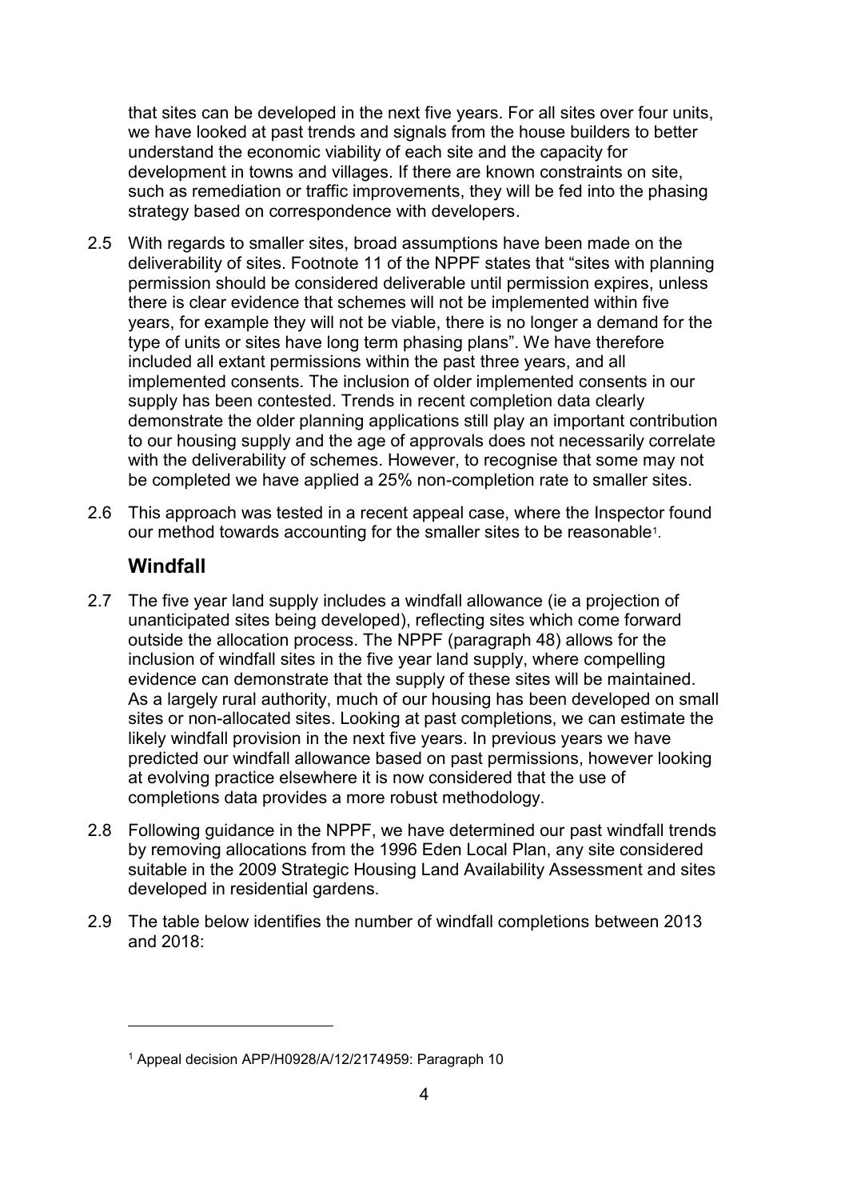that sites can be developed in the next five years. For all sites over four units, we have looked at past trends and signals from the house builders to better understand the economic viability of each site and the capacity for development in towns and villages. If there are known constraints on site, such as remediation or traffic improvements, they will be fed into the phasing strategy based on correspondence with developers.

2.5 With regards to smaller sites, broad assumptions have been made on the deliverability of sites. Footnote 11 of the NPPF states that "sites with planning permission should be considered deliverable until permission expires, unless there is clear evidence that schemes will not be implemented within five years, for example they will not be viable, there is no longer a demand for the type of units or sites have long term phasing plans". We have therefore included all extant permissions within the past three years, and all implemented consents. The inclusion of older implemented consents in our supply has been contested. Trends in recent completion data clearly demonstrate the older planning applications still play an important contribution to our housing supply and the age of approvals does not necessarily correlate with the deliverability of schemes. However, to recognise that some may not be completed we have applied a 25% non-completion rate to smaller sites.

2.6 This approach was tested in a recent appeal case, where the Inspector found our method towards accounting for the smaller sites to be reasonable[1].

## Windfall

2.7 The five year land supply includes a windfall allowance (ie a projection of unanticipated sites being developed), reflecting sites which come forward outside the allocation process. The NPPF (paragraph 48) allows for the inclusion of windfall sites in the five year land supply, where compelling evidence can demonstrate that the supply of these sites will be maintained. As a largely rural authority, much of our housing has been developed on small sites or non-allocated sites. Looking at past completions, we can estimate the likely windfall provision in the next five years. In previous years we have predicted our windfall allowance based on past permissions, however looking at evolving practice elsewhere it is now considered that the use of completions data provides a more robust methodology.

2.8 Following guidance in the NPPF, we have determined our past windfall trends by removing allocations from the 1996 Eden Local Plan, any site considered suitable in the 2009 Strategic Housing Land Availability Assessment and sites developed in residential gardens.

2.9 The table below identifies the number of windfall completions between 2013 and 2018:

[1] Appeal decision APP/H0928/A/12/2174959: Paragraph 10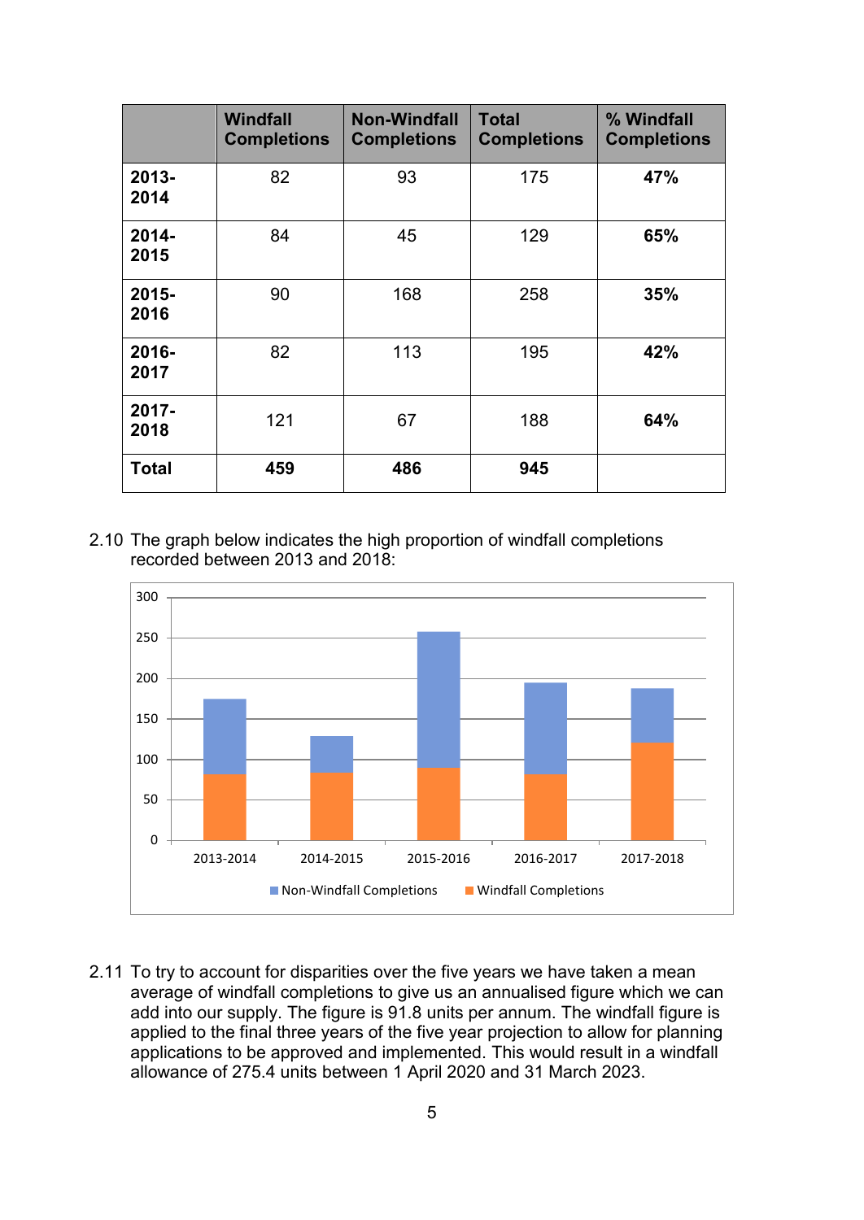| | Windfall Completions | Non-Windfall Completions | Total Completions | % Windfall Completions |
|---|---|---|---|---|
| **2013-2014** | 82 | 93 | 175 | **47%** |
| **2014-2015** | 84 | 45 | 129 | **65%** |
| **2015-2016** | 90 | 168 | 258 | **35%** |
| **2016-2017** | 82 | 113 | 195 | **42%** |
| **2017-2018** | 121 | 67 | 188 | **64%** |
| **Total** | **459** | **486** | **945** | |

2.10 The graph below indicates the high proportion of windfall completions recorded between 2013 and 2018:

2.11 To try to account for disparities over the five years we have taken a mean average of windfall completions to give us an annualised figure which we can add into our supply. The figure is 91.8 units per annum. The windfall figure is applied to the final three years of the five year projection to allow for planning applications to be approved and implemented. This would result in a windfall allowance of 275.4 units between 1 April 2020 and 31 March 2023.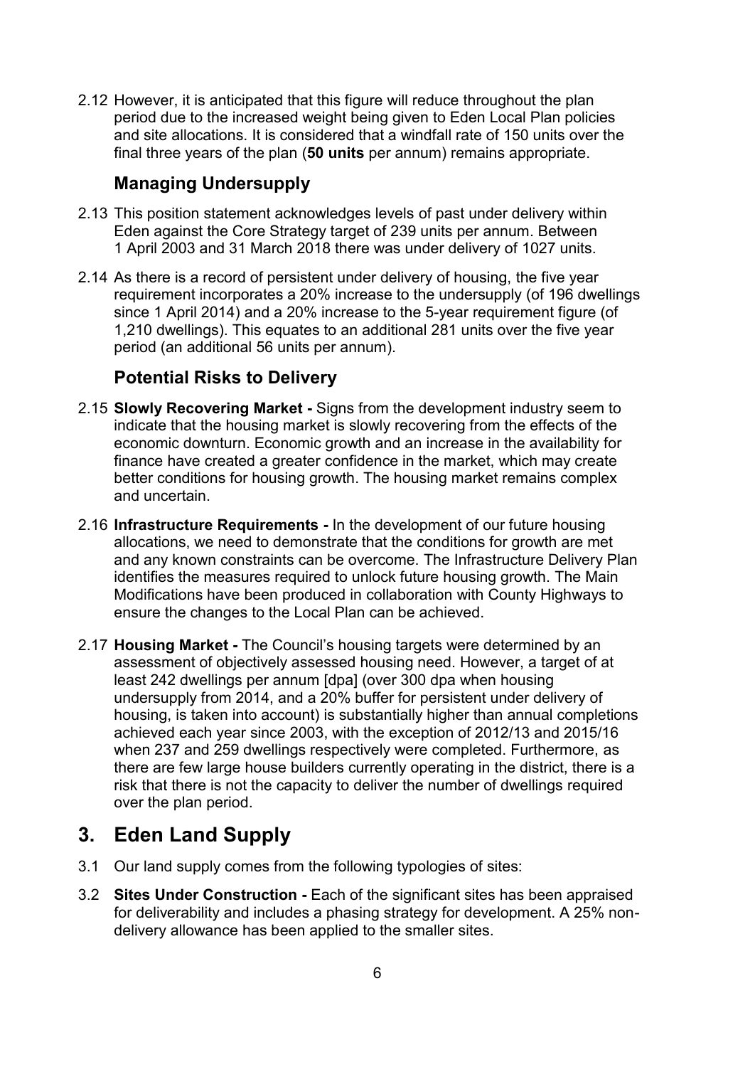2.12 However, it is anticipated that this figure will reduce throughout the plan period due to the increased weight being given to Eden Local Plan policies and site allocations. It is considered that a windfall rate of 150 units over the final three years of the plan (**50 units** per annum) remains appropriate.

### Managing Undersupply

2.13 This position statement acknowledges levels of past under delivery within Eden against the Core Strategy target of 239 units per annum. Between 1 April 2003 and 31 March 2018 there was under delivery of 1027 units.

2.14 As there is a record of persistent under delivery of housing, the five year requirement incorporates a 20% increase to the undersupply (of 196 dwellings since 1 April 2014) and a 20% increase to the 5-year requirement figure (of 1,210 dwellings). This equates to an additional 281 units over the five year period (an additional 56 units per annum).

### Potential Risks to Delivery

2.15 **Slowly Recovering Market -** Signs from the development industry seem to indicate that the housing market is slowly recovering from the effects of the economic downturn. Economic growth and an increase in the availability for finance have created a greater confidence in the market, which may create better conditions for housing growth. The housing market remains complex and uncertain.

2.16 **Infrastructure Requirements -** In the development of our future housing allocations, we need to demonstrate that the conditions for growth are met and any known constraints can be overcome. The Infrastructure Delivery Plan identifies the measures required to unlock future housing growth. The Main Modifications have been produced in collaboration with County Highways to ensure the changes to the Local Plan can be achieved.

2.17 **Housing Market -** The Council's housing targets were determined by an assessment of objectively assessed housing need. However, a target of at least 242 dwellings per annum [dpa] (over 300 dpa when housing undersupply from 2014, and a 20% buffer for persistent under delivery of housing, is taken into account) is substantially higher than annual completions achieved each year since 2003, with the exception of 2012/13 and 2015/16 when 237 and 259 dwellings respectively were completed. Furthermore, as there are few large house builders currently operating in the district, there is a risk that there is not the capacity to deliver the number of dwellings required over the plan period.

## 3. Eden Land Supply

3.1 Our land supply comes from the following typologies of sites:

3.2 **Sites Under Construction -** Each of the significant sites has been appraised for deliverability and includes a phasing strategy for development. A 25% non-delivery allowance has been applied to the smaller sites.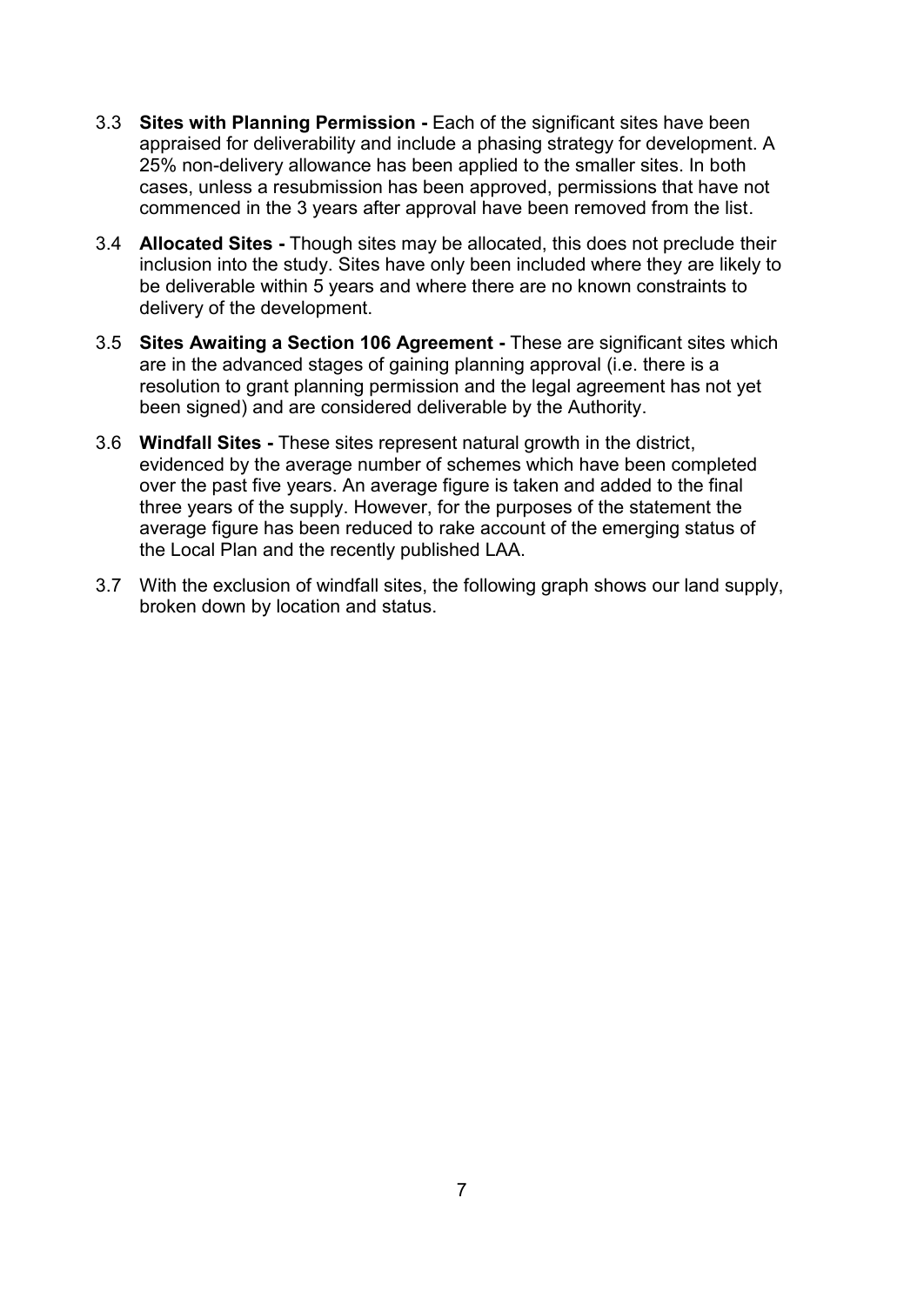3.3 **Sites with Planning Permission -** Each of the significant sites have been appraised for deliverability and include a phasing strategy for development. A 25% non-delivery allowance has been applied to the smaller sites. In both cases, unless a resubmission has been approved, permissions that have not commenced in the 3 years after approval have been removed from the list.

3.4 **Allocated Sites -** Though sites may be allocated, this does not preclude their inclusion into the study. Sites have only been included where they are likely to be deliverable within 5 years and where there are no known constraints to delivery of the development.

3.5 **Sites Awaiting a Section 106 Agreement -** These are significant sites which are in the advanced stages of gaining planning approval (i.e. there is a resolution to grant planning permission and the legal agreement has not yet been signed) and are considered deliverable by the Authority.

3.6 **Windfall Sites -** These sites represent natural growth in the district, evidenced by the average number of schemes which have been completed over the past five years. An average figure is taken and added to the final three years of the supply. However, for the purposes of the statement the average figure has been reduced to rake account of the emerging status of the Local Plan and the recently published LAA.

3.7 With the exclusion of windfall sites, the following graph shows our land supply, broken down by location and status.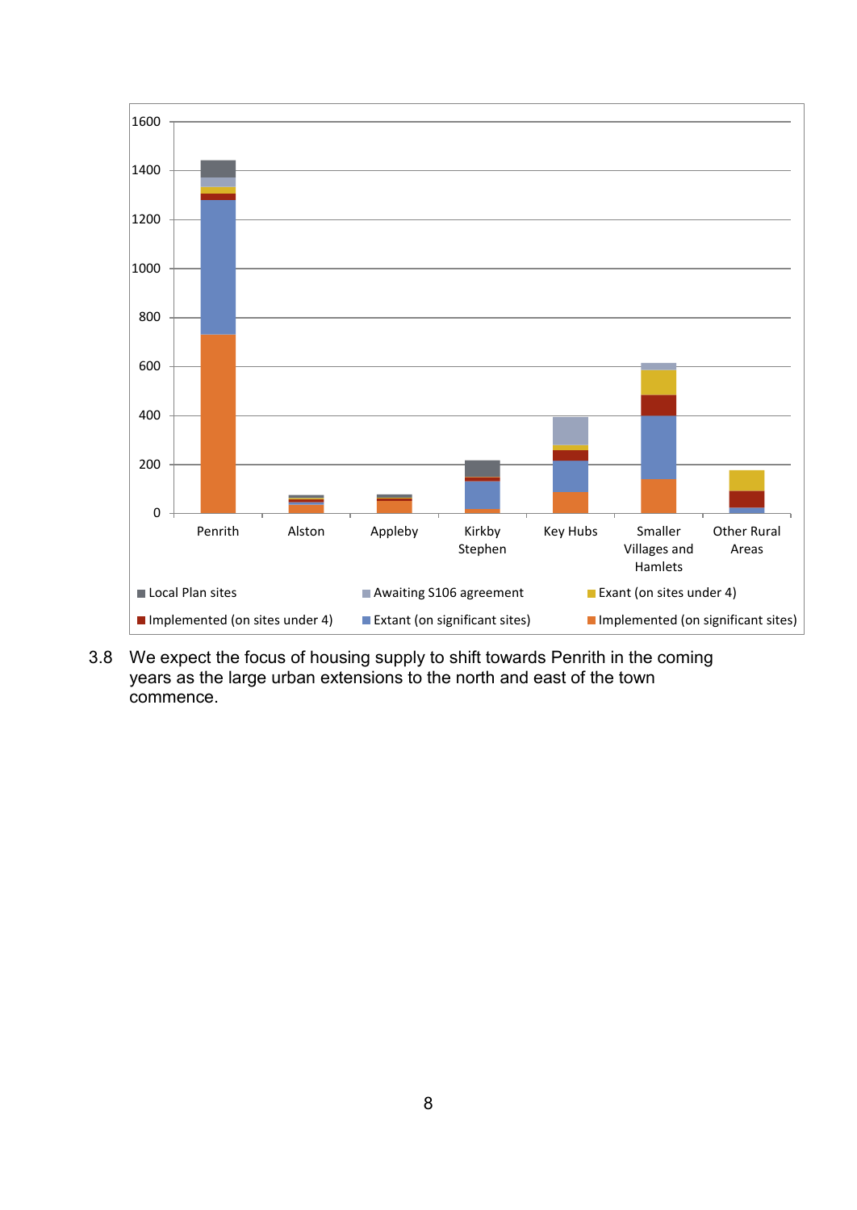| | Penrith | Alston | Appleby | Kirkby Stephen | Key Hubs | Smaller Villages and Hamlets | Other Rural Areas |
|---|---|---|---|---|---|---|---|

Local Plan sites | Awaiting S106 agreement | Exant (on sites under 4) | Implemented (on sites under 4) | Extant (on significant sites) | Implemented (on significant sites)

3.8 We expect the focus of housing supply to shift towards Penrith in the coming years as the large urban extensions to the north and east of the town commence.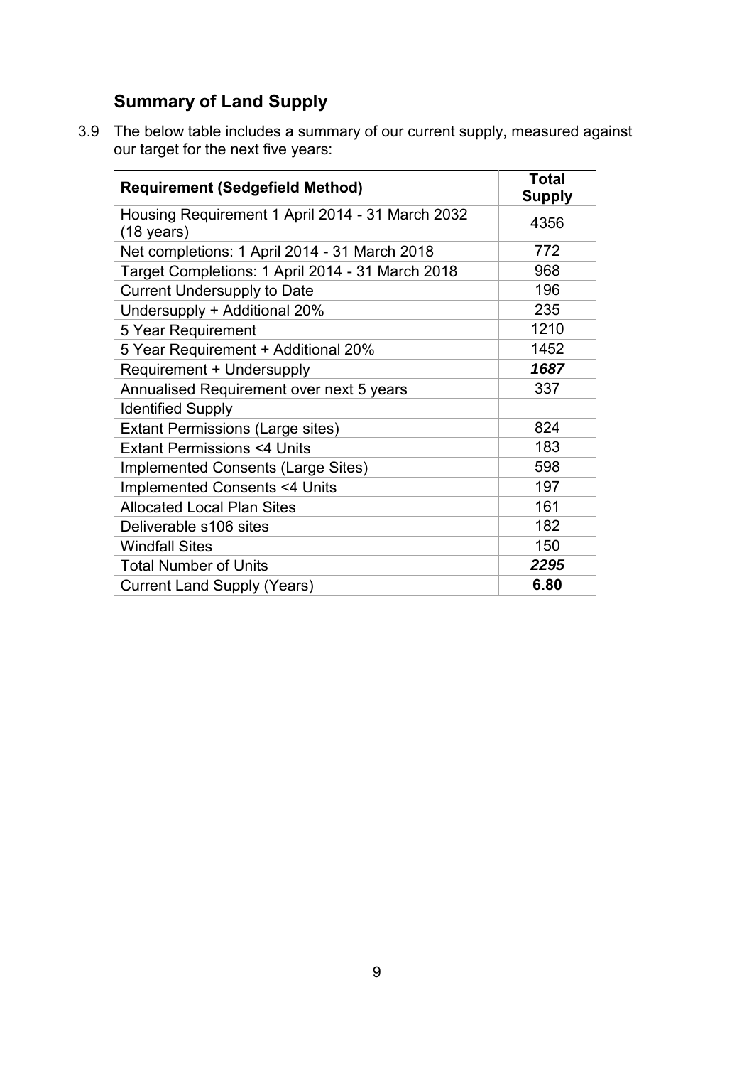## Summary of Land Supply

3.9 The below table includes a summary of our current supply, measured against our target for the next five years:

| Requirement (Sedgefield Method) | Total Supply |
|---|---|
| Housing Requirement 1 April 2014 - 31 March 2032 (18 years) | 4356 |
| Net completions: 1 April 2014 - 31 March 2018 | 772 |
| Target Completions: 1 April 2014 - 31 March 2018 | 968 |
| Current Undersupply to Date | 196 |
| Undersupply + Additional 20% | 235 |
| 5 Year Requirement | 1210 |
| 5 Year Requirement + Additional 20% | 1452 |
| Requirement + Undersupply | ***1687*** |
| Annualised Requirement over next 5 years | 337 |
| Identified Supply | |
| Extant Permissions (Large sites) | 824 |
| Extant Permissions <4 Units | 183 |
| Implemented Consents (Large Sites) | 598 |
| Implemented Consents <4 Units | 197 |
| Allocated Local Plan Sites | 161 |
| Deliverable s106 sites | 182 |
| Windfall Sites | 150 |
| Total Number of Units | ***2295*** |
| Current Land Supply (Years) | **6.80** |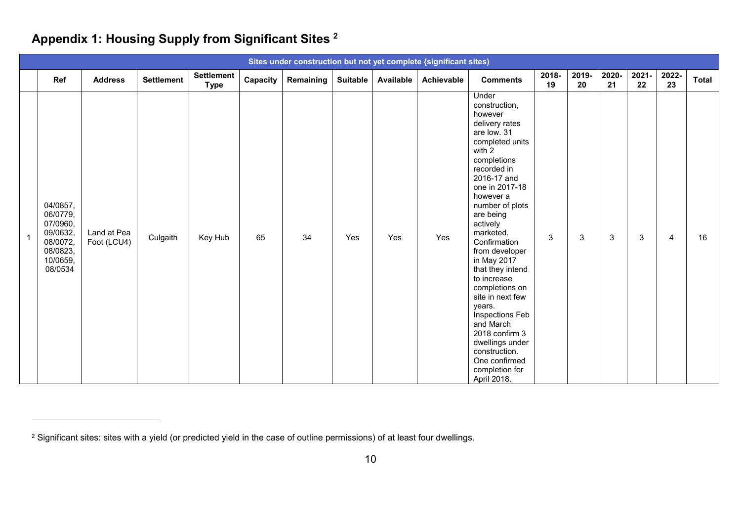# Appendix 1: Housing Supply from Significant Sites [2]

| Sites under construction but not yet complete {significant sites} | | | | | | | | | | | | | | | | |
|---|---|---|---|---|---|---|---|---|---|---|---|---|---|---|---|---|
| | Ref | Address | Settlement | Settlement Type | Capacity | Remaining | Suitable | Available | Achievable | Comments | 2018-19 | 2019-20 | 2020-21 | 2021-22 | 2022-23 | Total |
| 1 | 04/0857, 06/0779, 07/0960, 09/0632, 08/0072, 08/0823, 10/0659, 08/0534 | Land at Pea Foot (LCU4) | Culgaith | Key Hub | 65 | 34 | Yes | Yes | Yes | Under construction, however delivery rates are low. 31 completed units with 2 completions recorded in 2016-17 and one in 2017-18 however a number of plots are being actively marketed. Confirmation from developer in May 2017 that they intend to increase completions on site in next few years. Inspections Feb and March 2018 confirm 3 dwellings under construction. One confirmed completion for April 2018. | 3 | 3 | 3 | 3 | 4 | 16 |

[2] Significant sites: sites with a yield (or predicted yield in the case of outline permissions) of at least four dwellings.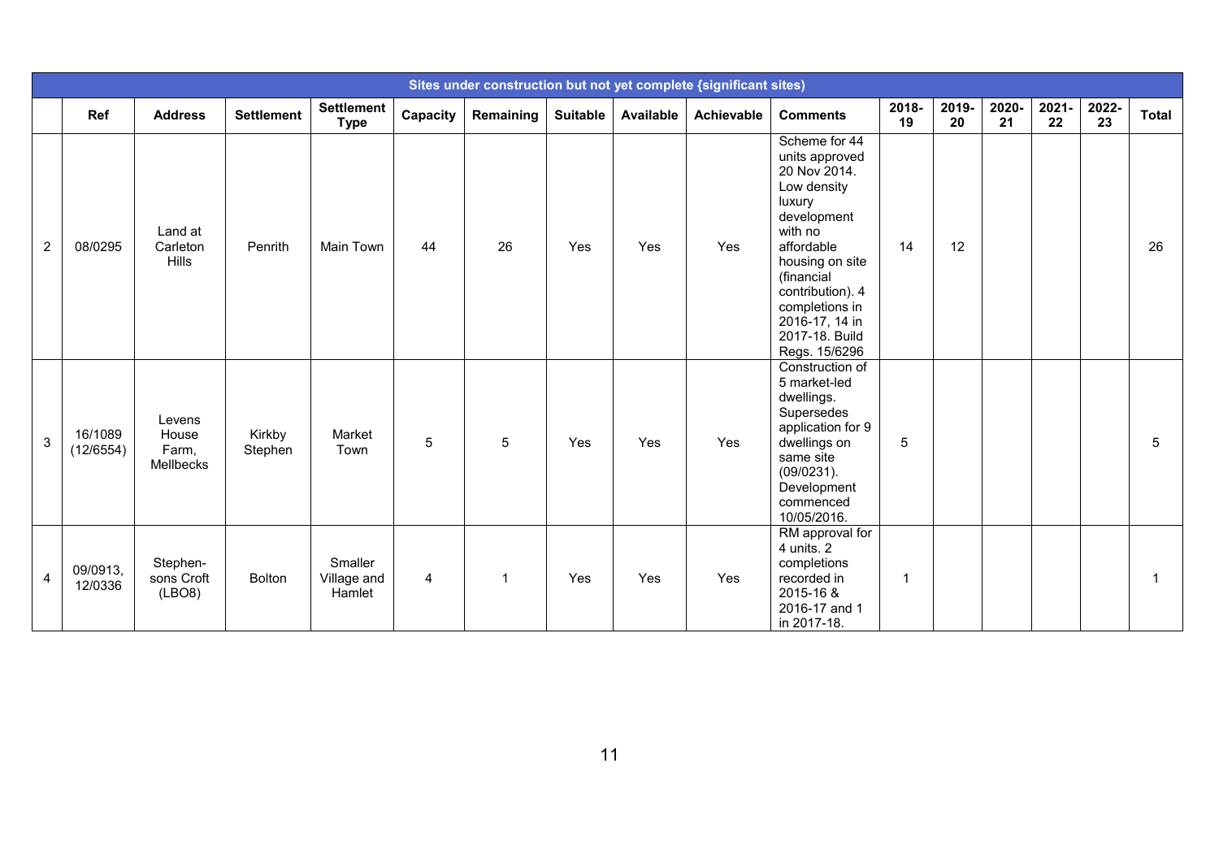| Sites under construction but not yet complete {significant sites} | | | | | | | | | | | | | | | | |
|---|---|---|---|---|---|---|---|---|---|---|---|---|---|---|---|---|
| | **Ref** | **Address** | **Settlement** | **Settlement Type** | **Capacity** | **Remaining** | **Suitable** | **Available** | **Achievable** | **Comments** | **2018-19** | **2019-20** | **2020-21** | **2021-22** | **2022-23** | **Total** |
| 2 | 08/0295 | Land at Carleton Hills | Penrith | Main Town | 44 | 26 | Yes | Yes | Yes | Scheme for 44 units approved 20 Nov 2014. Low density luxury development with no affordable housing on site (financial contribution). 4 completions in 2016-17, 14 in 2017-18. Build Regs. 15/6296 | 14 | 12 | | | | 26 |
| 3 | 16/1089 (12/6554) | Levens House Farm, Mellbecks | Kirkby Stephen | Market Town | 5 | 5 | Yes | Yes | Yes | Construction of 5 market-led dwellings. Supersedes application for 9 dwellings on same site (09/0231). Development commenced 10/05/2016. | 5 | | | | | 5 |
| 4 | 09/0913, 12/0336 | Stephen-sons Croft (LBO8) | Bolton | Smaller Village and Hamlet | 4 | 1 | Yes | Yes | Yes | RM approval for 4 units. 2 completions recorded in 2015-16 & 2016-17 and 1 in 2017-18. | 1 | | | | | 1 |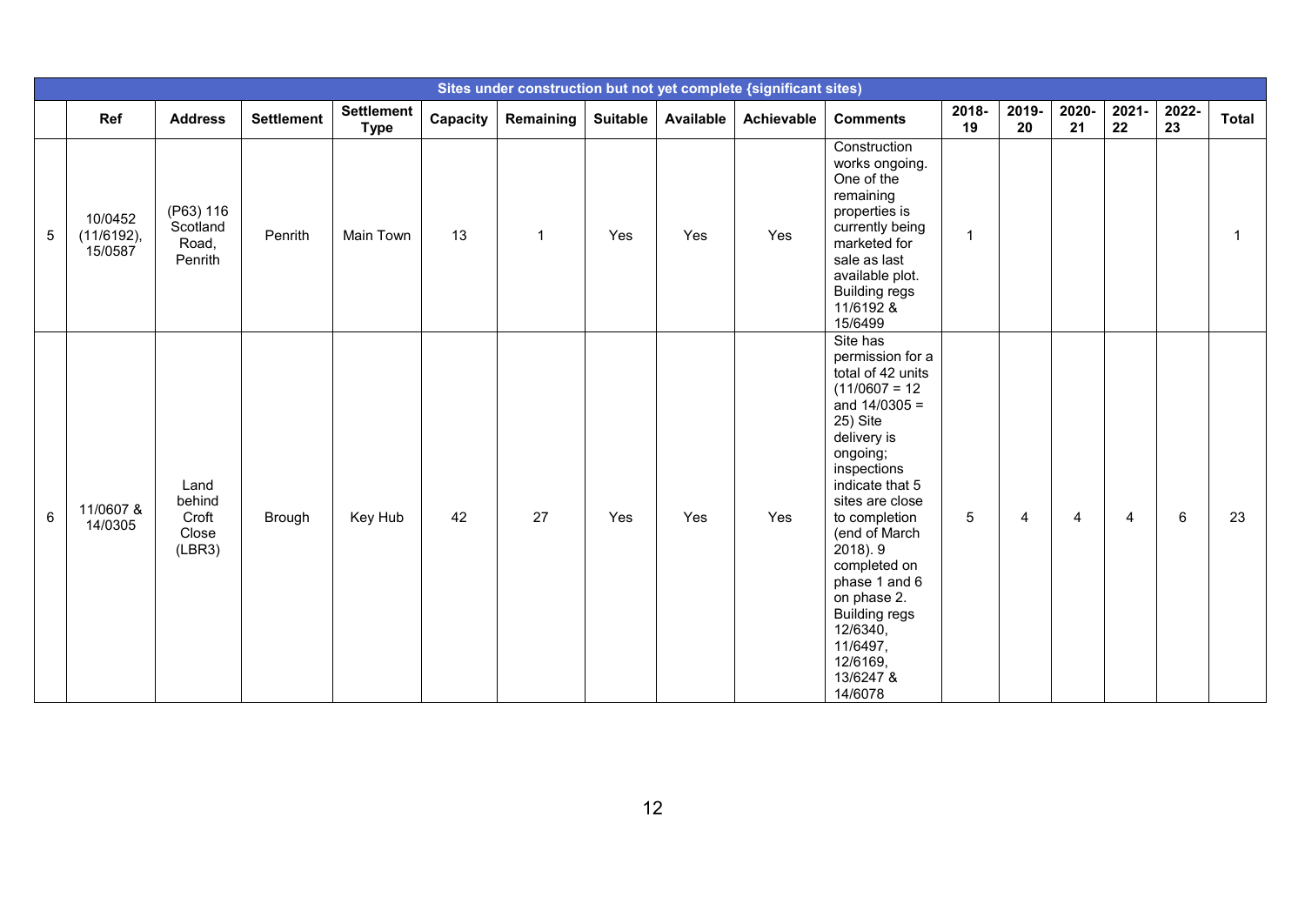| Sites under construction but not yet complete {significant sites} | | | | | | | | | | | | | | | | | |
|---|---|---|---|---|---|---|---|---|---|---|---|---|---|---|---|---|---|
| | **Ref** | **Address** | **Settlement** | **Settlement Type** | **Capacity** | **Remaining** | **Suitable** | **Available** | **Achievable** | **Comments** | **2018-19** | **2019-20** | **2020-21** | **2021-22** | **2022-23** | **Total** |
| 5 | 10/0452 (11/6192), 15/0587 | (P63) 116 Scotland Road, Penrith | Penrith | Main Town | 13 | 1 | Yes | Yes | Yes | Construction works ongoing. One of the remaining properties is currently being marketed for sale as last available plot. Building regs 11/6192 & 15/6499 | 1 | | | | | 1 |
| 6 | 11/0607 & 14/0305 | Land behind Croft Close (LBR3) | Brough | Key Hub | 42 | 27 | Yes | Yes | Yes | Site has permission for a total of 42 units (11/0607 = 12 and 14/0305 = 25) Site delivery is ongoing; inspections indicate that 5 sites are close to completion (end of March 2018). 9 completed on phase 1 and 6 on phase 2. Building regs 12/6340, 11/6497, 12/6169, 13/6247 & 14/6078 | 5 | 4 | 4 | 4 | 6 | 23 |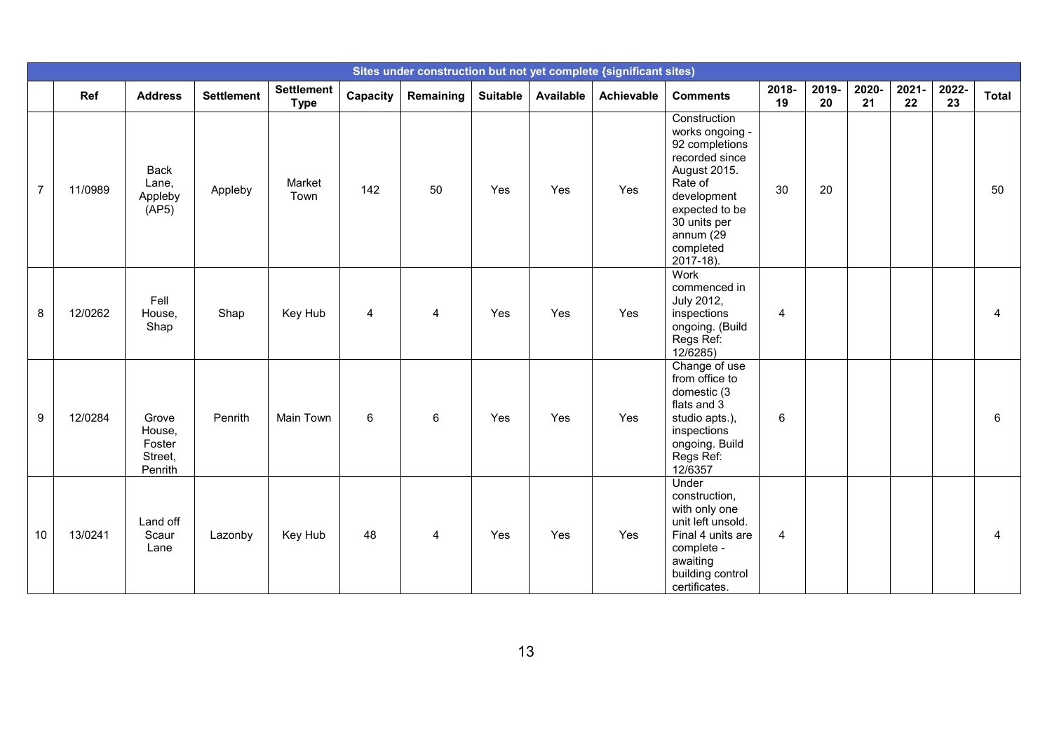| Sites under construction but not yet complete {significant sites) | | | | | | | | | | | | | | | | | |
|---|---|---|---|---|---|---|---|---|---|---|---|---|---|---|---|---|---|
| | **Ref** | **Address** | **Settlement** | **Settlement Type** | **Capacity** | **Remaining** | **Suitable** | **Available** | **Achievable** | **Comments** | **2018-19** | **2019-20** | **2020-21** | **2021-22** | **2022-23** | **Total** |
| 7 | 11/0989 | Back Lane, Appleby (AP5) | Appleby | Market Town | 142 | 50 | Yes | Yes | Yes | Construction works ongoing - 92 completions recorded since August 2015. Rate of development expected to be 30 units per annum (29 completed 2017-18). | 30 | 20 | | | | 50 |
| 8 | 12/0262 | Fell House, Shap | Shap | Key Hub | 4 | 4 | Yes | Yes | Yes | Work commenced in July 2012, inspections ongoing. (Build Regs Ref: 12/6285) | 4 | | | | | 4 |
| 9 | 12/0284 | Grove House, Foster Street, Penrith | Penrith | Main Town | 6 | 6 | Yes | Yes | Yes | Change of use from office to domestic (3 flats and 3 studio apts.), inspections ongoing. Build Regs Ref: 12/6357 | 6 | | | | | 6 |
| 10 | 13/0241 | Land off Scaur Lane | Lazonby | Key Hub | 48 | 4 | Yes | Yes | Yes | Under construction, with only one unit left unsold. Final 4 units are complete - awaiting building control certificates. | 4 | | | | | 4 |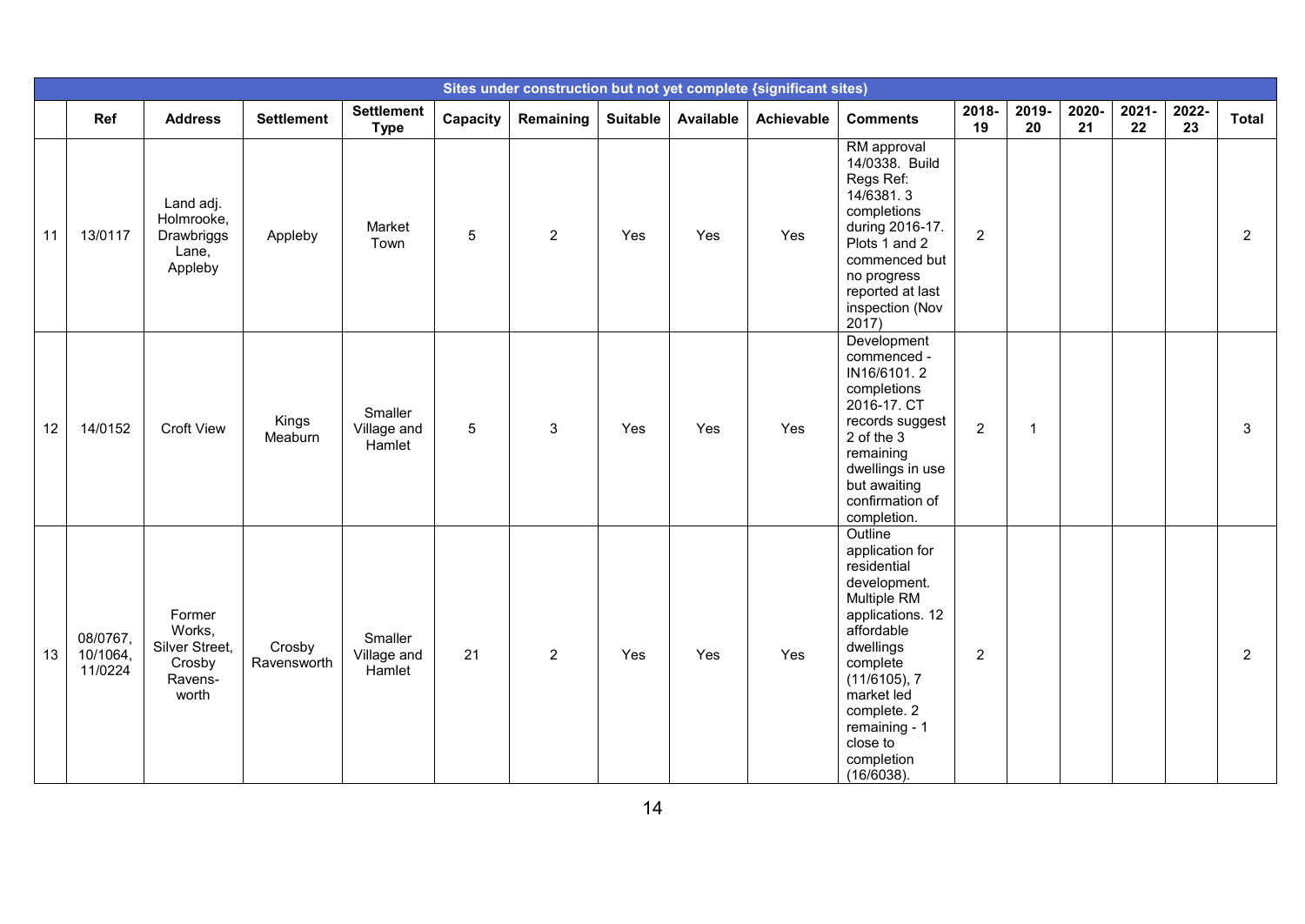| Sites under construction but not yet complete {significant sites} | | | | | | | | | | | | | | | | |
|---|---|---|---|---|---|---|---|---|---|---|---|---|---|---|---|---|
| | Ref | Address | Settlement | Settlement Type | Capacity | Remaining | Suitable | Available | Achievable | Comments | 2018-19 | 2019-20 | 2020-21 | 2021-22 | 2022-23 | Total |
| 11 | 13/0117 | Land adj. Holmrooke, Drawbriggs Lane, Appleby | Appleby | Market Town | 5 | 2 | Yes | Yes | Yes | RM approval 14/0338. Build Regs Ref: 14/6381. 3 completions during 2016-17. Plots 1 and 2 commenced but no progress reported at last inspection (Nov 2017) | 2 | | | | | 2 |
| 12 | 14/0152 | Croft View | Kings Meaburn | Smaller Village and Hamlet | 5 | 3 | Yes | Yes | Yes | Development commenced - IN16/6101. 2 completions 2016-17. CT records suggest 2 of the 3 remaining dwellings in use but awaiting confirmation of completion. | 2 | 1 | | | | 3 |
| 13 | 08/0767, 10/1064, 11/0224 | Former Works, Silver Street, Crosby Ravens-worth | Crosby Ravensworth | Smaller Village and Hamlet | 21 | 2 | Yes | Yes | Yes | Outline application for residential development. Multiple RM applications. 12 affordable dwellings complete (11/6105), 7 market led complete. 2 remaining - 1 close to completion (16/6038). | 2 | | | | | 2 |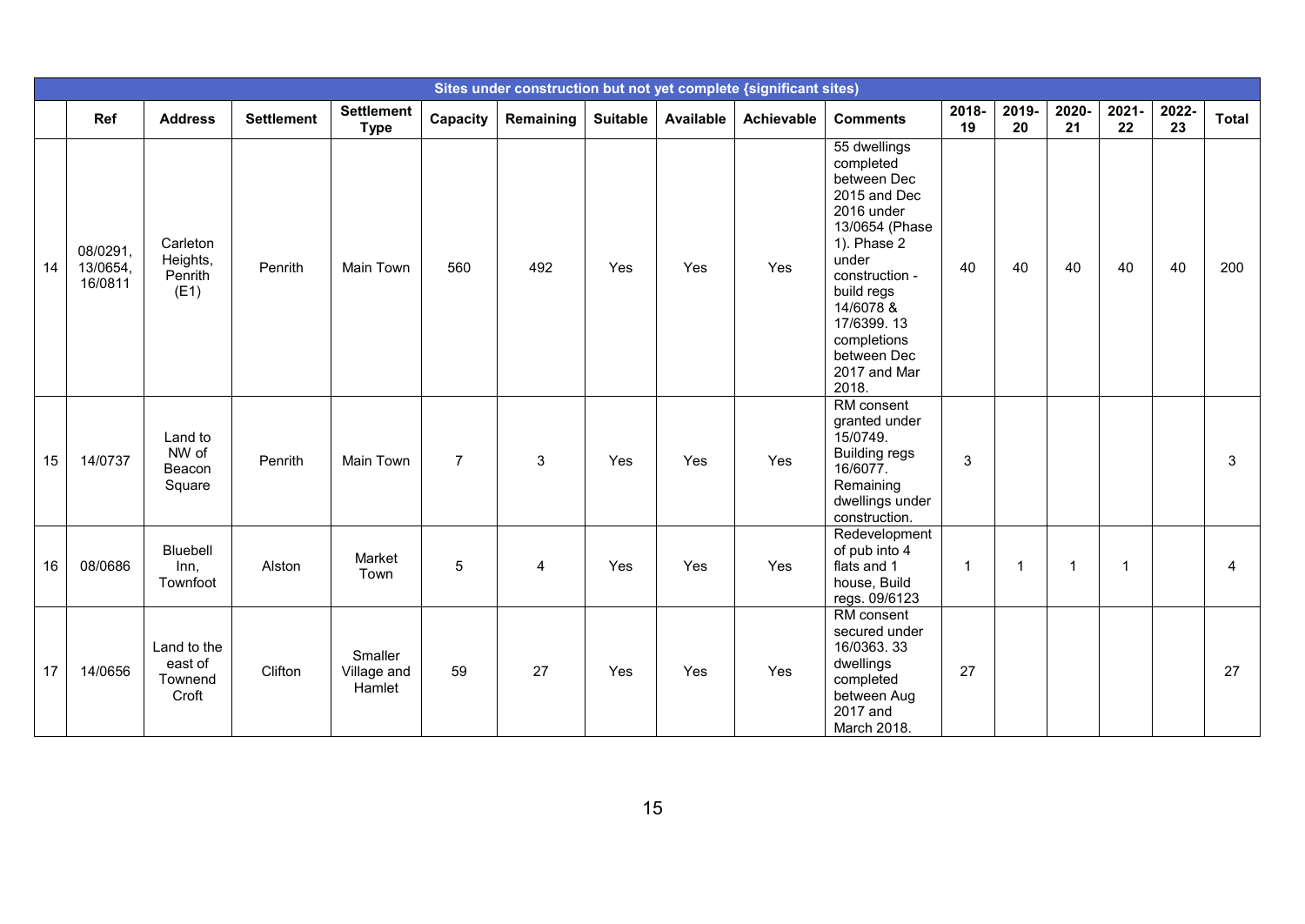| Sites under construction but not yet complete {significant sites} | | | | | | | | | | | | | | | | | |
|---|---|---|---|---|---|---|---|---|---|---|---|---|---|---|---|---|---|
| | Ref | Address | Settlement | Settlement Type | Capacity | Remaining | Suitable | Available | Achievable | Comments | 2018-19 | 2019-20 | 2020-21 | 2021-22 | 2022-23 | Total |
| 14 | 08/0291, 13/0654, 16/0811 | Carleton Heights, Penrith (E1) | Penrith | Main Town | 560 | 492 | Yes | Yes | Yes | 55 dwellings completed between Dec 2015 and Dec 2016 under 13/0654 (Phase 1). Phase 2 under construction - build regs 14/6078 & 17/6399. 13 completions between Dec 2017 and Mar 2018. | 40 | 40 | 40 | 40 | 40 | 200 |
| 15 | 14/0737 | Land to NW of Beacon Square | Penrith | Main Town | 7 | 3 | Yes | Yes | Yes | RM consent granted under 15/0749. Building regs 16/6077. Remaining dwellings under construction. | 3 | | | | | 3 |
| 16 | 08/0686 | Bluebell Inn, Townfoot | Alston | Market Town | 5 | 4 | Yes | Yes | Yes | Redevelopment of pub into 4 flats and 1 house, Build regs. 09/6123 | 1 | 1 | 1 | 1 | | 4 |
| 17 | 14/0656 | Land to the east of Townend Croft | Clifton | Smaller Village and Hamlet | 59 | 27 | Yes | Yes | Yes | RM consent secured under 16/0363. 33 dwellings completed between Aug 2017 and March 2018. | 27 | | | | | 27 |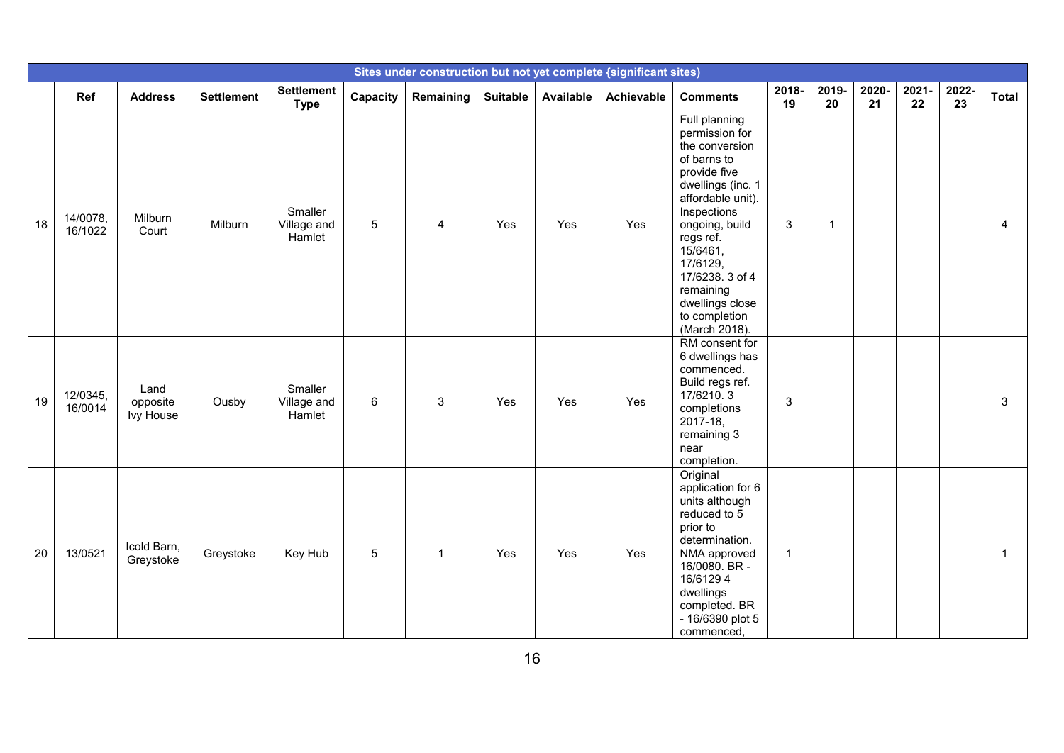| Sites under construction but not yet complete {significant sites} | | | | | | | | | | | | | | | | | |
|---|---|---|---|---|---|---|---|---|---|---|---|---|---|---|---|---|---|
| | Ref | Address | Settlement | Settlement Type | Capacity | Remaining | Suitable | Available | Achievable | Comments | 2018-19 | 2019-20 | 2020-21 | 2021-22 | 2022-23 | Total |
| 18 | 14/0078, 16/1022 | Milburn Court | Milburn | Smaller Village and Hamlet | 5 | 4 | Yes | Yes | Yes | Full planning permission for the conversion of barns to provide five dwellings (inc. 1 affordable unit). Inspections ongoing, build regs ref. 15/6461, 17/6129, 17/6238. 3 of 4 remaining dwellings close to completion (March 2018). | 3 | 1 | | | | 4 |
| 19 | 12/0345, 16/0014 | Land opposite Ivy House | Ousby | Smaller Village and Hamlet | 6 | 3 | Yes | Yes | Yes | RM consent for 6 dwellings has commenced. Build regs ref. 17/6210. 3 completions 2017-18, remaining 3 near completion. | 3 | | | | | 3 |
| 20 | 13/0521 | Icold Barn, Greystoke | Greystoke | Key Hub | 5 | 1 | Yes | Yes | Yes | Original application for 6 units although reduced to 5 prior to determination. NMA approved 16/0080. BR - 16/6129 4 dwellings completed. BR - 16/6390 plot 5 commenced, | 1 | | | | | 1 |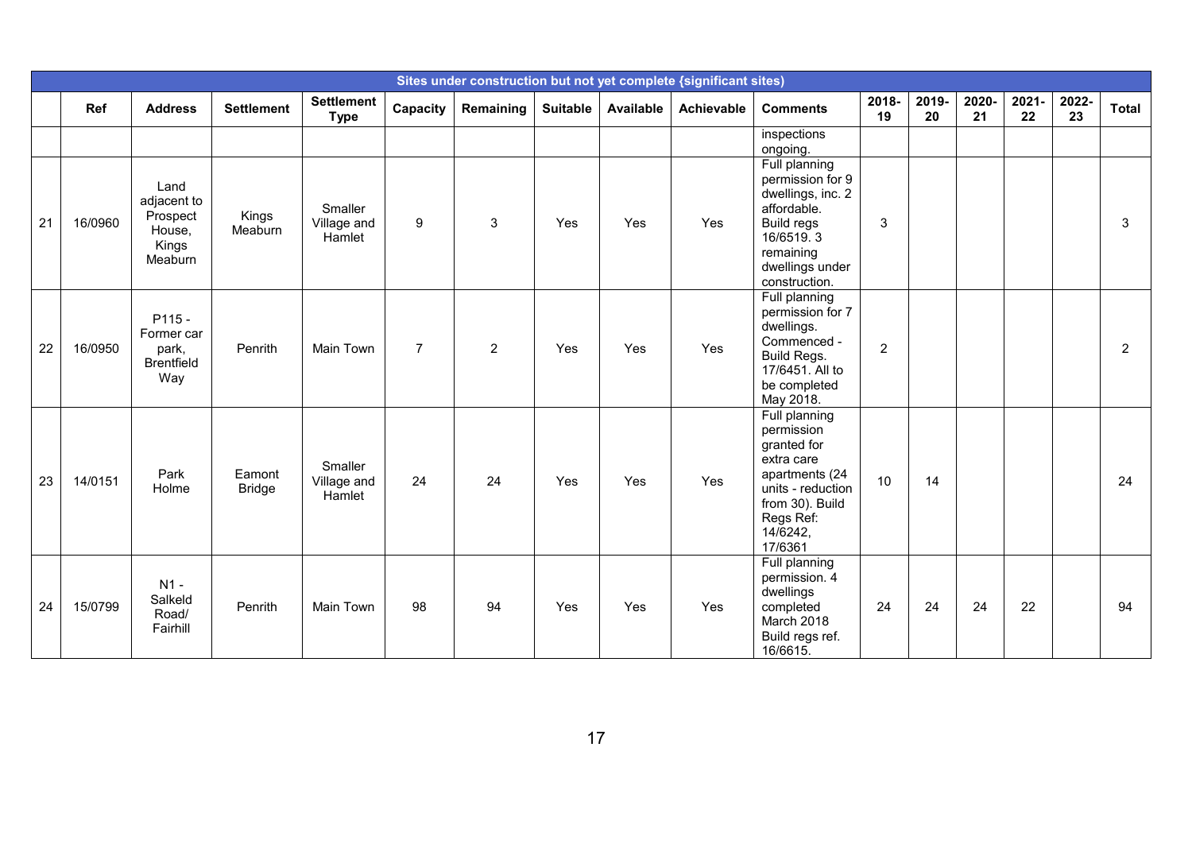| Sites under construction but not yet complete {significant sites} | | | | | | | | | | | | | | | | |
|---|---|---|---|---|---|---|---|---|---|---|---|---|---|---|---|---|
| | Ref | Address | Settlement | Settlement Type | Capacity | Remaining | Suitable | Available | Achievable | Comments | 2018-19 | 2019-20 | 2020-21 | 2021-22 | 2022-23 | Total |
| | | | | | | | | | | inspections ongoing. | | | | | | |
| 21 | 16/0960 | Land adjacent to Prospect House, Kings Meaburn | Kings Meaburn | Smaller Village and Hamlet | 9 | 3 | Yes | Yes | Yes | Full planning permission for 9 dwellings, inc. 2 affordable. Build regs 16/6519. 3 remaining dwellings under construction. | 3 | | | | | 3 |
| 22 | 16/0950 | P115 - Former car park, Brentfield Way | Penrith | Main Town | 7 | 2 | Yes | Yes | Yes | Full planning permission for 7 dwellings. Commenced - Build Regs. 17/6451. All to be completed May 2018. | 2 | | | | | 2 |
| 23 | 14/0151 | Park Holme | Eamont Bridge | Smaller Village and Hamlet | 24 | 24 | Yes | Yes | Yes | Full planning permission granted for extra care apartments (24 units - reduction from 30). Build Regs Ref: 14/6242, 17/6361 | 10 | 14 | | | | 24 |
| 24 | 15/0799 | N1 - Salkeld Road/ Fairhill | Penrith | Main Town | 98 | 94 | Yes | Yes | Yes | Full planning permission. 4 dwellings completed March 2018 Build regs ref. 16/6615. | 24 | 24 | 24 | 22 | | 94 |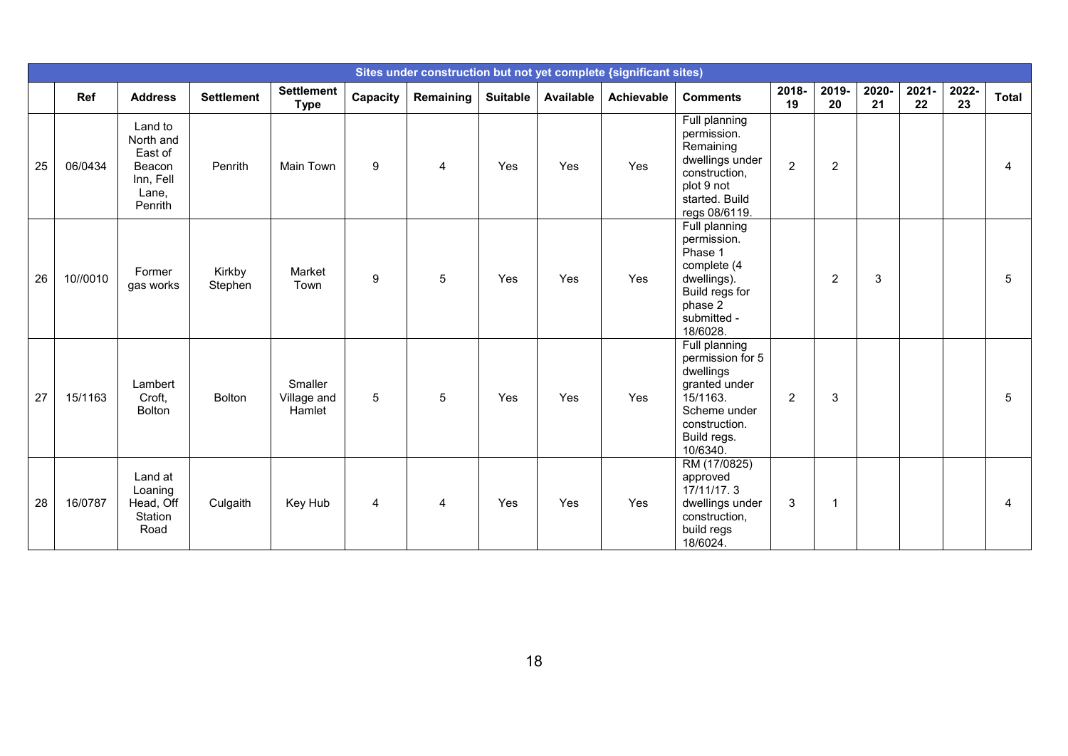| Sites under construction but not yet complete {significant sites} | | | | | | | | | | | | | | | | | |
|---|---|---|---|---|---|---|---|---|---|---|---|---|---|---|---|---|---|
| | Ref | Address | Settlement | Settlement Type | Capacity | Remaining | Suitable | Available | Achievable | Comments | 2018-19 | 2019-20 | 2020-21 | 2021-22 | 2022-23 | Total |
| 25 | 06/0434 | Land to North and East of Beacon Inn, Fell Lane, Penrith | Penrith | Main Town | 9 | 4 | Yes | Yes | Yes | Full planning permission. Remaining dwellings under construction, plot 9 not started. Build regs 08/6119. | 2 | 2 | | | | 4 |
| 26 | 10//0010 | Former gas works | Kirkby Stephen | Market Town | 9 | 5 | Yes | Yes | Yes | Full planning permission. Phase 1 complete (4 dwellings). Build regs for phase 2 submitted - 18/6028. | | 2 | 3 | | | 5 |
| 27 | 15/1163 | Lambert Croft, Bolton | Bolton | Smaller Village and Hamlet | 5 | 5 | Yes | Yes | Yes | Full planning permission for 5 dwellings granted under 15/1163. Scheme under construction. Build regs. 10/6340. | 2 | 3 | | | | 5 |
| 28 | 16/0787 | Land at Loaning Head, Off Station Road | Culgaith | Key Hub | 4 | 4 | Yes | Yes | Yes | RM (17/0825) approved 17/11/17. 3 dwellings under construction, build regs 18/6024. | 3 | 1 | | | | 4 |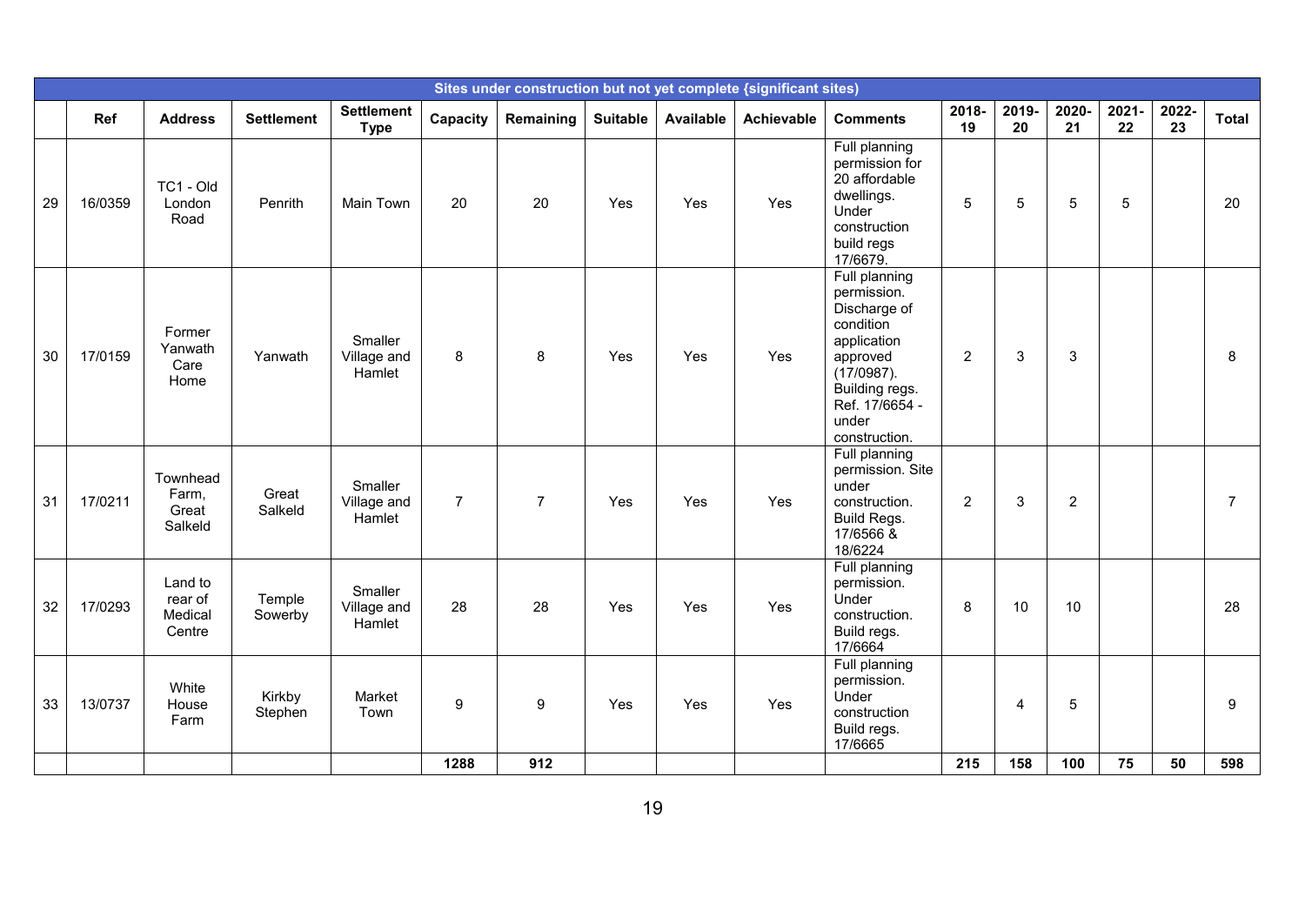| Sites under construction but not yet complete {significant sites} | | | | | | | | | | | | | | | | | |
|---|---|---|---|---|---|---|---|---|---|---|---|---|---|---|---|---|---|
| | Ref | Address | Settlement | Settlement Type | Capacity | Remaining | Suitable | Available | Achievable | Comments | 2018-19 | 2019-20 | 2020-21 | 2021-22 | 2022-23 | Total |
| 29 | 16/0359 | TC1 - Old London Road | Penrith | Main Town | 20 | 20 | Yes | Yes | Yes | Full planning permission for 20 affordable dwellings. Under construction build regs 17/6679. | 5 | 5 | 5 | 5 | | 20 |
| 30 | 17/0159 | Former Yanwath Care Home | Yanwath | Smaller Village and Hamlet | 8 | 8 | Yes | Yes | Yes | Full planning permission. Discharge of condition application approved (17/0987). Building regs. Ref. 17/6654 - under construction. | 2 | 3 | 3 | | | 8 |
| 31 | 17/0211 | Townhead Farm, Great Salkeld | Great Salkeld | Smaller Village and Hamlet | 7 | 7 | Yes | Yes | Yes | Full planning permission. Site under construction. Build Regs. 17/6566 & 18/6224 | 2 | 3 | 2 | | | 7 |
| 32 | 17/0293 | Land to rear of Medical Centre | Temple Sowerby | Smaller Village and Hamlet | 28 | 28 | Yes | Yes | Yes | Full planning permission. Under construction. Build regs. 17/6664 | 8 | 10 | 10 | | | 28 |
| 33 | 13/0737 | White House Farm | Kirkby Stephen | Market Town | 9 | 9 | Yes | Yes | Yes | Full planning permission. Under construction Build regs. 17/6665 | | 4 | 5 | | | 9 |
| | | | | | **1288** | **912** | | | | | **215** | **158** | **100** | **75** | **50** | **598** |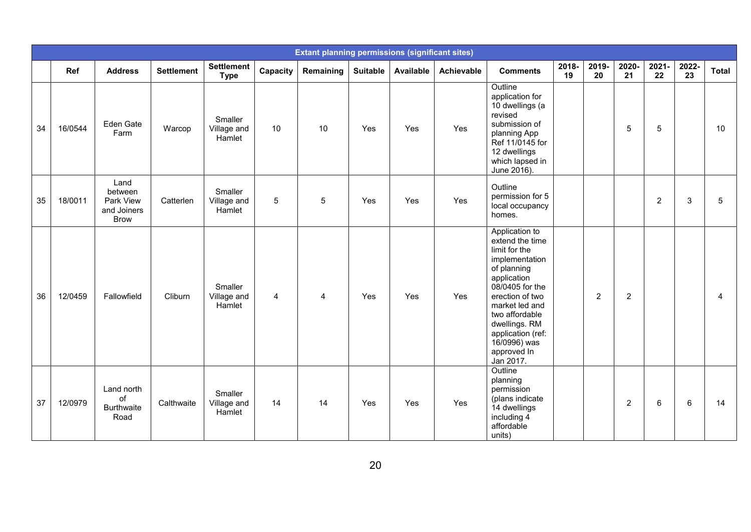| Extant planning permissions (significant sites) | | | | | | | | | | | | | | | | |
|---|---|---|---|---|---|---|---|---|---|---|---|---|---|---|---|---|
| | Ref | Address | Settlement | Settlement Type | Capacity | Remaining | Suitable | Available | Achievable | Comments | 2018-19 | 2019-20 | 2020-21 | 2021-22 | 2022-23 | Total |
| 34 | 16/0544 | Eden Gate Farm | Warcop | Smaller Village and Hamlet | 10 | 10 | Yes | Yes | Yes | Outline application for 10 dwellings (a revised submission of planning App Ref 11/0145 for 12 dwellings which lapsed in June 2016). | | | 5 | 5 | | 10 |
| 35 | 18/0011 | Land between Park View and Joiners Brow | Catterlen | Smaller Village and Hamlet | 5 | 5 | Yes | Yes | Yes | Outline permission for 5 local occupancy homes. | | | | 2 | 3 | 5 |
| 36 | 12/0459 | Fallowfield | Cliburn | Smaller Village and Hamlet | 4 | 4 | Yes | Yes | Yes | Application to extend the time limit for the implementation of planning application 08/0405 for the erection of two market led and two affordable dwellings. RM application (ref: 16/0996) was approved In Jan 2017. | | 2 | 2 | | | 4 |
| 37 | 12/0979 | Land north of Burthwaite Road | Calthwaite | Smaller Village and Hamlet | 14 | 14 | Yes | Yes | Yes | Outline planning permission (plans indicate 14 dwellings including 4 affordable units) | | | 2 | 6 | 6 | 14 |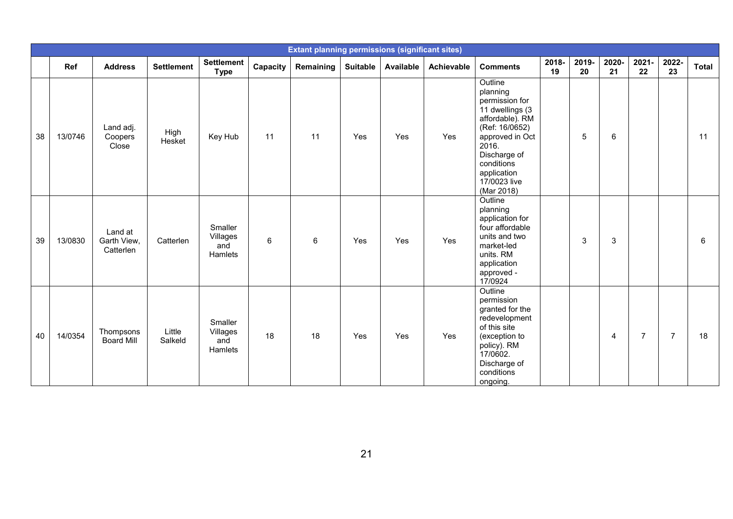| Extant planning permissions (significant sites) | | | | | | | | | | | | | | | | |
|---|---|---|---|---|---|---|---|---|---|---|---|---|---|---|---|---|
| | **Ref** | **Address** | **Settlement** | **Settlement Type** | **Capacity** | **Remaining** | **Suitable** | **Available** | **Achievable** | **Comments** | **2018-19** | **2019-20** | **2020-21** | **2021-22** | **2022-23** | **Total** |
| 38 | 13/0746 | Land adj. Coopers Close | High Hesket | Key Hub | 11 | 11 | Yes | Yes | Yes | Outline planning permission for 11 dwellings (3 affordable). RM (Ref: 16/0652) approved in Oct 2016. Discharge of conditions application 17/0023 live (Mar 2018) | | 5 | 6 | | | 11 |
| 39 | 13/0830 | Land at Garth View, Catterlen | Catterlen | Smaller Villages and Hamlets | 6 | 6 | Yes | Yes | Yes | Outline planning application for four affordable units and two market-led units. RM application approved - 17/0924 | | 3 | 3 | | | 6 |
| 40 | 14/0354 | Thompsons Board Mill | Little Salkeld | Smaller Villages and Hamlets | 18 | 18 | Yes | Yes | Yes | Outline permission granted for the redevelopment of this site (exception to policy). RM 17/0602. Discharge of conditions ongoing. | | | 4 | 7 | 7 | 18 |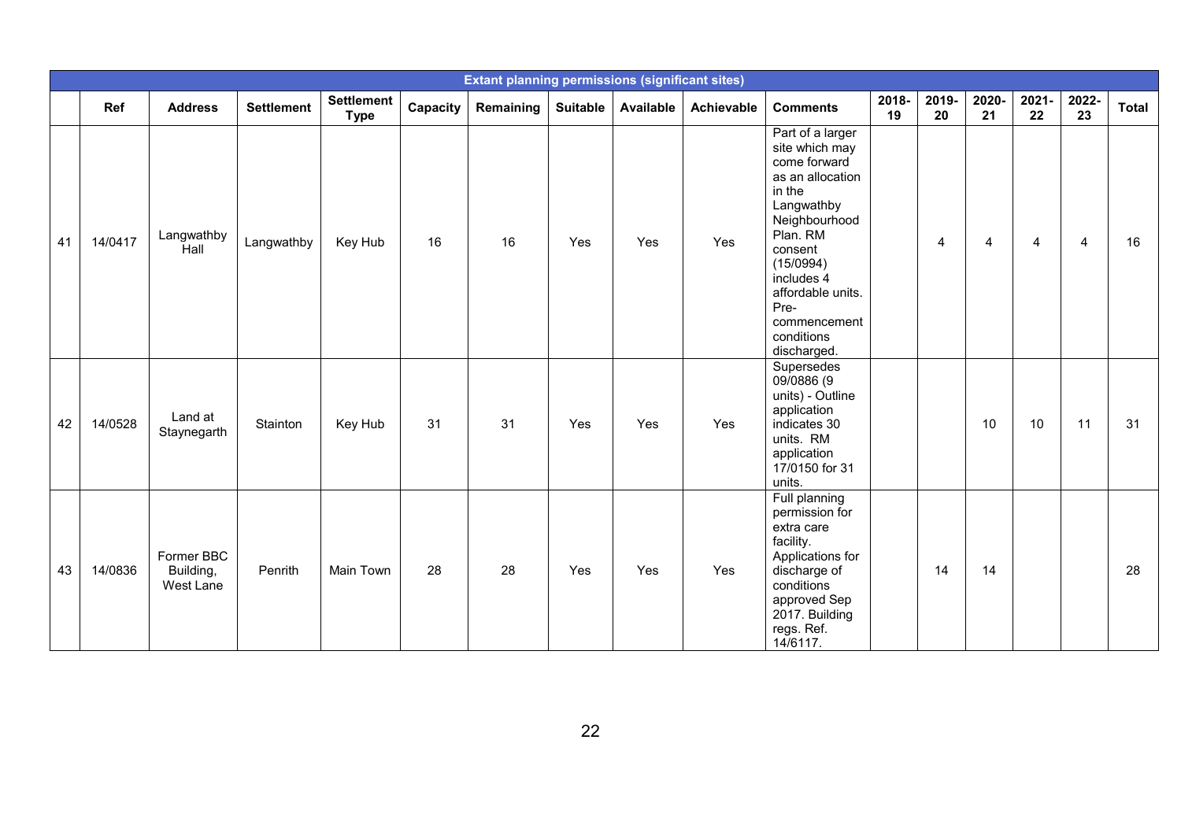| Extant planning permissions (significant sites) | | | | | | | | | | | | | | | | |
|---|---|---|---|---|---|---|---|---|---|---|---|---|---|---|---|---|
| | **Ref** | **Address** | **Settlement** | **Settlement Type** | **Capacity** | **Remaining** | **Suitable** | **Available** | **Achievable** | **Comments** | **2018-19** | **2019-20** | **2020-21** | **2021-22** | **2022-23** | **Total** |
| 41 | 14/0417 | Langwathby Hall | Langwathby | Key Hub | 16 | 16 | Yes | Yes | Yes | Part of a larger site which may come forward as an allocation in the Langwathby Neighbourhood Plan. RM consent (15/0994) includes 4 affordable units. Pre-commencement conditions discharged. | | 4 | 4 | 4 | 4 | 16 |
| 42 | 14/0528 | Land at Staynegarth | Stainton | Key Hub | 31 | 31 | Yes | Yes | Yes | Supersedes 09/0886 (9 units) - Outline application indicates 30 units. RM application 17/0150 for 31 units. | | | 10 | 10 | 11 | 31 |
| 43 | 14/0836 | Former BBC Building, West Lane | Penrith | Main Town | 28 | 28 | Yes | Yes | Yes | Full planning permission for extra care facility. Applications for discharge of conditions approved Sep 2017. Building regs. Ref. 14/6117. | | 14 | 14 | | | 28 |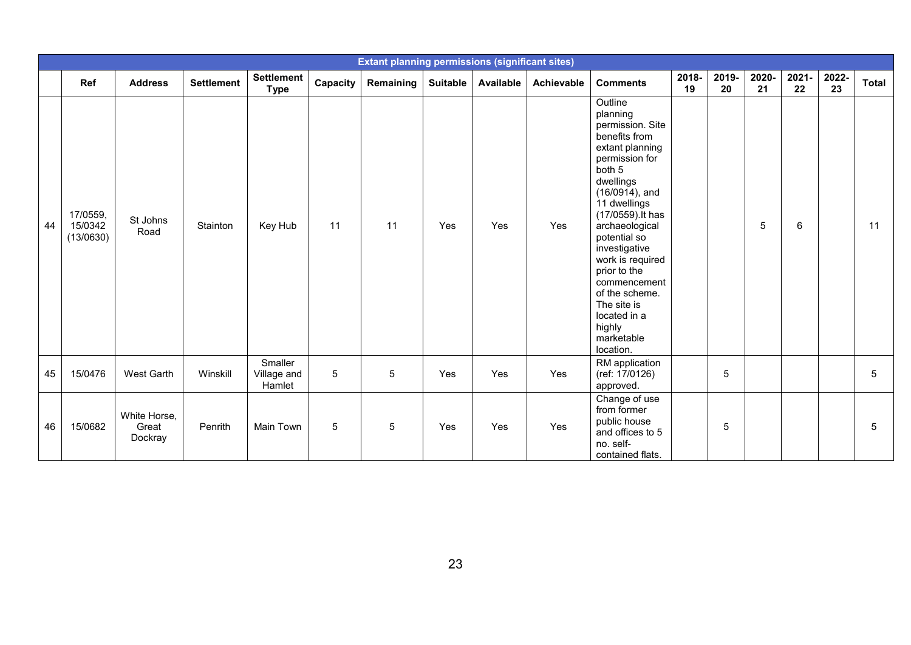| Extant planning permissions (significant sites) | | | | | | | | | | | | | | | | |
|---|---|---|---|---|---|---|---|---|---|---|---|---|---|---|---|---|
| | **Ref** | **Address** | **Settlement** | **Settlement Type** | **Capacity** | **Remaining** | **Suitable** | **Available** | **Achievable** | **Comments** | **2018-19** | **2019-20** | **2020-21** | **2021-22** | **2022-23** | **Total** |
| 44 | 17/0559, 15/0342 (13/0630) | St Johns Road | Stainton | Key Hub | 11 | 11 | Yes | Yes | Yes | Outline planning permission. Site benefits from extant planning permission for both 5 dwellings (16/0914), and 11 dwellings (17/0559).It has archaeological potential so investigative work is required prior to the commencement of the scheme. The site is located in a highly marketable location. | | | 5 | 6 | | 11 |
| 45 | 15/0476 | West Garth | Winskill | Smaller Village and Hamlet | 5 | 5 | Yes | Yes | Yes | RM application (ref: 17/0126) approved. | | 5 | | | | 5 |
| 46 | 15/0682 | White Horse, Great Dockray | Penrith | Main Town | 5 | 5 | Yes | Yes | Yes | Change of use from former public house and offices to 5 no. self-contained flats. | | 5 | | | | 5 |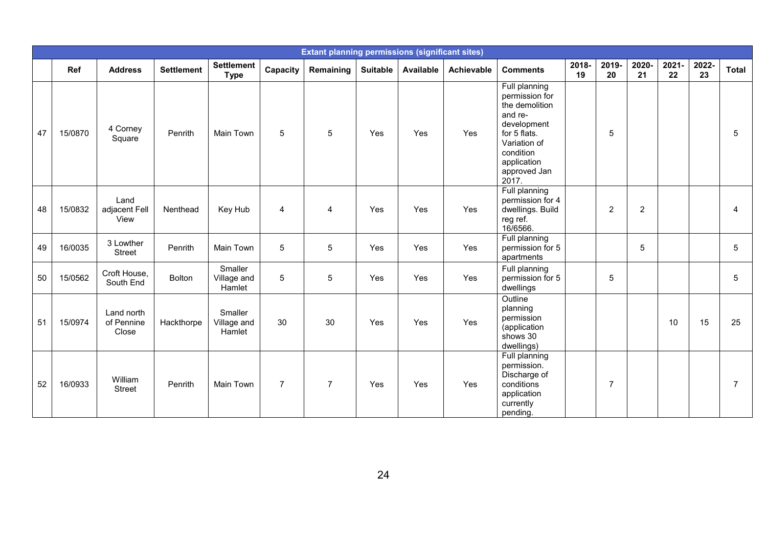| Extant planning permissions (significant sites) | | | | | | | | | | | | | | | | |
|---|---|---|---|---|---|---|---|---|---|---|---|---|---|---|---|---|
| | **Ref** | **Address** | **Settlement** | **Settlement Type** | **Capacity** | **Remaining** | **Suitable** | **Available** | **Achievable** | **Comments** | **2018-19** | **2019-20** | **2020-21** | **2021-22** | **2022-23** | **Total** |
| 47 | 15/0870 | 4 Corney Square | Penrith | Main Town | 5 | 5 | Yes | Yes | Yes | Full planning permission for the demolition and re-development for 5 flats. Variation of condition application approved Jan 2017. | | 5 | | | | 5 |
| 48 | 15/0832 | Land adjacent Fell View | Nenthead | Key Hub | 4 | 4 | Yes | Yes | Yes | Full planning permission for 4 dwellings. Build reg ref. 16/6566. | | 2 | 2 | | | 4 |
| 49 | 16/0035 | 3 Lowther Street | Penrith | Main Town | 5 | 5 | Yes | Yes | Yes | Full planning permission for 5 apartments | | | 5 | | | 5 |
| 50 | 15/0562 | Croft House, South End | Bolton | Smaller Village and Hamlet | 5 | 5 | Yes | Yes | Yes | Full planning permission for 5 dwellings | | 5 | | | | 5 |
| 51 | 15/0974 | Land north of Pennine Close | Hackthorpe | Smaller Village and Hamlet | 30 | 30 | Yes | Yes | Yes | Outline planning permission (application shows 30 dwellings) | | | | 10 | 15 | 25 |
| 52 | 16/0933 | William Street | Penrith | Main Town | 7 | 7 | Yes | Yes | Yes | Full planning permission. Discharge of conditions application currently pending. | | 7 | | | | 7 |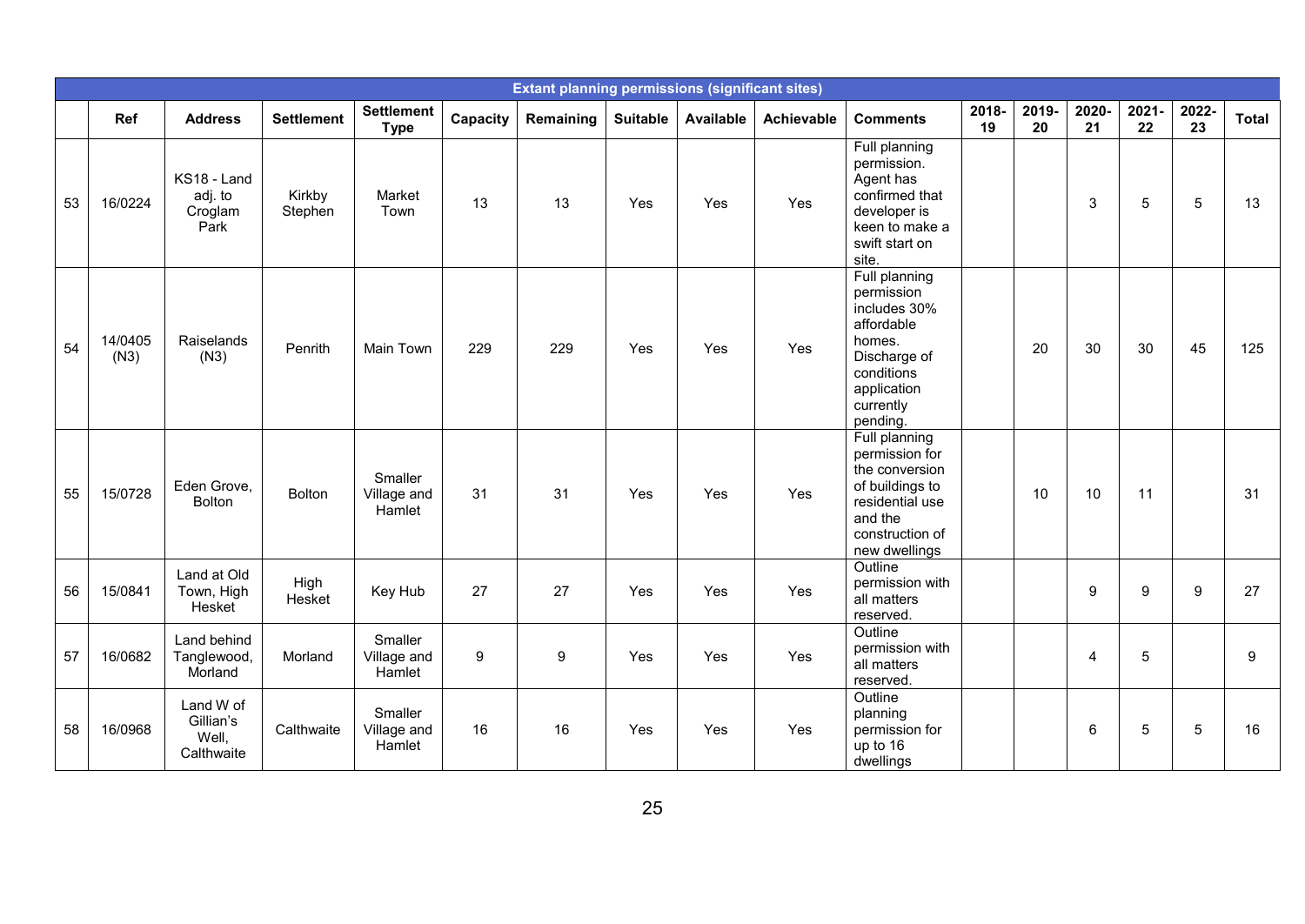| Extant planning permissions (significant sites) | | | | | | | | | | | | | | | | |
|---|---|---|---|---|---|---|---|---|---|---|---|---|---|---|---|---|
| | **Ref** | **Address** | **Settlement** | **Settlement Type** | **Capacity** | **Remaining** | **Suitable** | **Available** | **Achievable** | **Comments** | **2018-19** | **2019-20** | **2020-21** | **2021-22** | **2022-23** | **Total** |
| 53 | 16/0224 | KS18 - Land adj. to Croglam Park | Kirkby Stephen | Market Town | 13 | 13 | Yes | Yes | Yes | Full planning permission. Agent has confirmed that developer is keen to make a swift start on site. | | | 3 | 5 | 5 | 13 |
| 54 | 14/0405 (N3) | Raiselands (N3) | Penrith | Main Town | 229 | 229 | Yes | Yes | Yes | Full planning permission includes 30% affordable homes. Discharge of conditions application currently pending. | | 20 | 30 | 30 | 45 | 125 |
| 55 | 15/0728 | Eden Grove, Bolton | Bolton | Smaller Village and Hamlet | 31 | 31 | Yes | Yes | Yes | Full planning permission for the conversion of buildings to residential use and the construction of new dwellings | | 10 | 10 | 11 | | 31 |
| 56 | 15/0841 | Land at Old Town, High Hesket | High Hesket | Key Hub | 27 | 27 | Yes | Yes | Yes | Outline permission with all matters reserved. | | | 9 | 9 | 9 | 27 |
| 57 | 16/0682 | Land behind Tanglewood, Morland | Morland | Smaller Village and Hamlet | 9 | 9 | Yes | Yes | Yes | Outline permission with all matters reserved. | | | 4 | 5 | | 9 |
| 58 | 16/0968 | Land W of Gillian's Well, Calthwaite | Calthwaite | Smaller Village and Hamlet | 16 | 16 | Yes | Yes | Yes | Outline planning permission for up to 16 dwellings | | | 6 | 5 | 5 | 16 |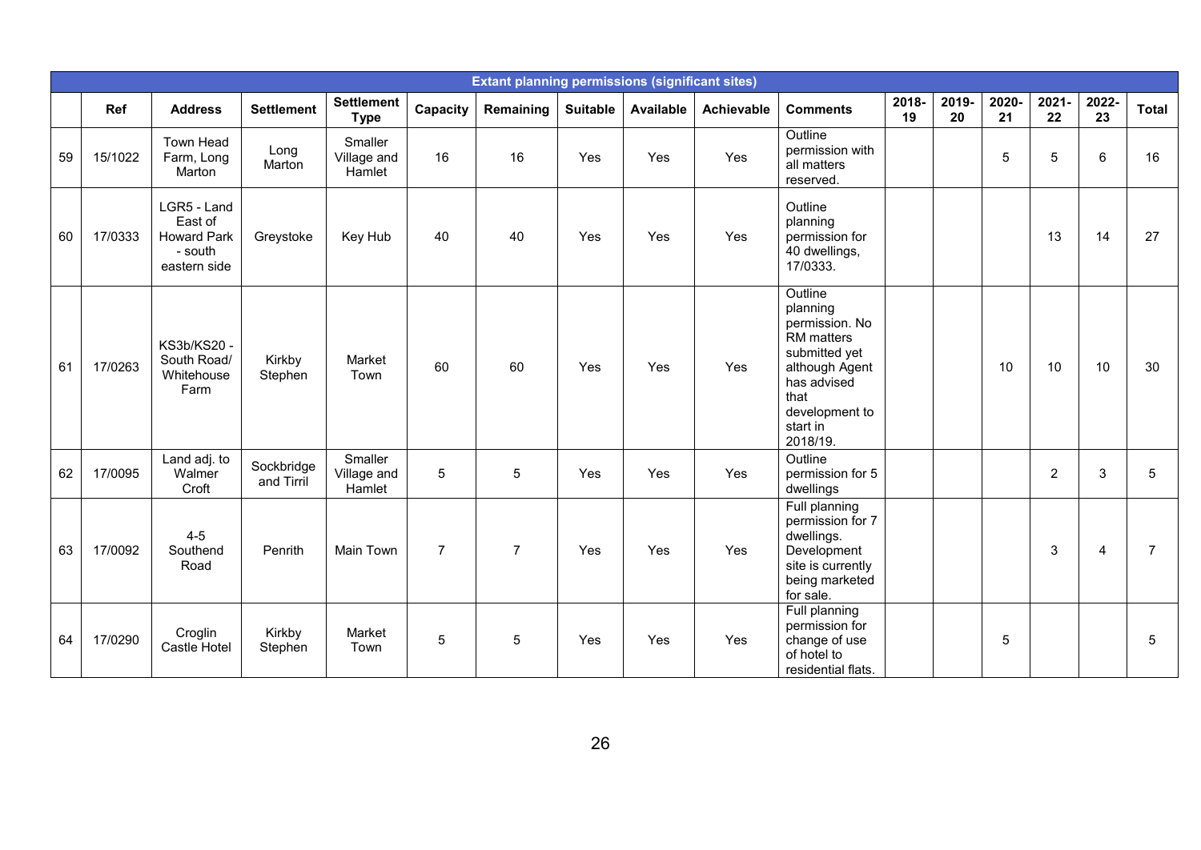| Extant planning permissions (significant sites) | | | | | | | | | | | | | | | | |
|---|---|---|---|---|---|---|---|---|---|---|---|---|---|---|---|---|
| | **Ref** | **Address** | **Settlement** | **Settlement Type** | **Capacity** | **Remaining** | **Suitable** | **Available** | **Achievable** | **Comments** | **2018-19** | **2019-20** | **2020-21** | **2021-22** | **2022-23** | **Total** |
| 59 | 15/1022 | Town Head Farm, Long Marton | Long Marton | Smaller Village and Hamlet | 16 | 16 | Yes | Yes | Yes | Outline permission with all matters reserved. | | | 5 | 5 | 6 | 16 |
| 60 | 17/0333 | LGR5 - Land East of Howard Park - south eastern side | Greystoke | Key Hub | 40 | 40 | Yes | Yes | Yes | Outline planning permission for 40 dwellings, 17/0333. | | | | 13 | 14 | 27 |
| 61 | 17/0263 | KS3b/KS20 - South Road/ Whitehouse Farm | Kirkby Stephen | Market Town | 60 | 60 | Yes | Yes | Yes | Outline planning permission. No RM matters submitted yet although Agent has advised that development to start in 2018/19. | | | 10 | 10 | 10 | 30 |
| 62 | 17/0095 | Land adj. to Walmer Croft | Sockbridge and Tirril | Smaller Village and Hamlet | 5 | 5 | Yes | Yes | Yes | Outline permission for 5 dwellings | | | | 2 | 3 | 5 |
| 63 | 17/0092 | 4-5 Southend Road | Penrith | Main Town | 7 | 7 | Yes | Yes | Yes | Full planning permission for 7 dwellings. Development site is currently being marketed for sale. | | | | 3 | 4 | 7 |
| 64 | 17/0290 | Croglin Castle Hotel | Kirkby Stephen | Market Town | 5 | 5 | Yes | Yes | Yes | Full planning permission for change of use of hotel to residential flats. | | | 5 | | | 5 |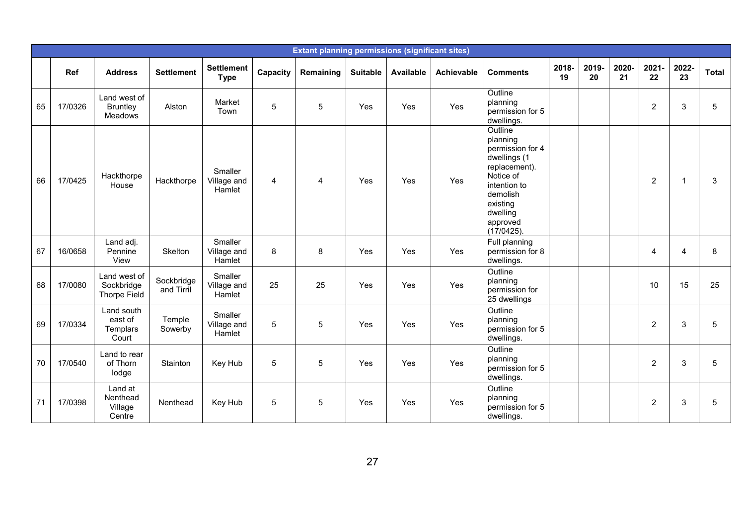| Extantplanning permissions (significant sites) | | | | | | | | | | | | | | | | | |
|---|---|---|---|---|---|---|---|---|---|---|---|---|---|---|---|---|---|
| | Ref | Address | Settlement | Settlement Type | Capacity | Remaining | Suitable | Available | Achievable | Comments | 2018-19 | 2019-20 | 2020-21 | 2021-22 | 2022-23 | Total |
| 65 | 17/0326 | Land west of Bruntley Meadows | Alston | Market Town | 5 | 5 | Yes | Yes | Yes | Outline planning permission for 5 dwellings. | | | | 2 | 3 | 5 |
| 66 | 17/0425 | Hackthorpe House | Hackthorpe | Smaller Village and Hamlet | 4 | 4 | Yes | Yes | Yes | Outline planning permission for 4 dwellings (1 replacement). Notice of intention to demolish existing dwelling approved (17/0425). | | | | 2 | 1 | 3 |
| 67 | 16/0658 | Land adj. Pennine View | Skelton | Smaller Village and Hamlet | 8 | 8 | Yes | Yes | Yes | Full planning permission for 8 dwellings. | | | | 4 | 4 | 8 |
| 68 | 17/0080 | Land west of Sockbridge Thorpe Field | Sockbridge and Tirril | Smaller Village and Hamlet | 25 | 25 | Yes | Yes | Yes | Outline planning permission for 25 dwellings | | | | 10 | 15 | 25 |
| 69 | 17/0334 | Land south east of Templars Court | Temple Sowerby | Smaller Village and Hamlet | 5 | 5 | Yes | Yes | Yes | Outline planning permission for 5 dwellings. | | | | 2 | 3 | 5 |
| 70 | 17/0540 | Land to rear of Thorn lodge | Stainton | Key Hub | 5 | 5 | Yes | Yes | Yes | Outline planning permission for 5 dwellings. | | | | 2 | 3 | 5 |
| 71 | 17/0398 | Land at Nenthead Village Centre | Nenthead | Key Hub | 5 | 5 | Yes | Yes | Yes | Outline planning permission for 5 dwellings. | | | | 2 | 3 | 5 |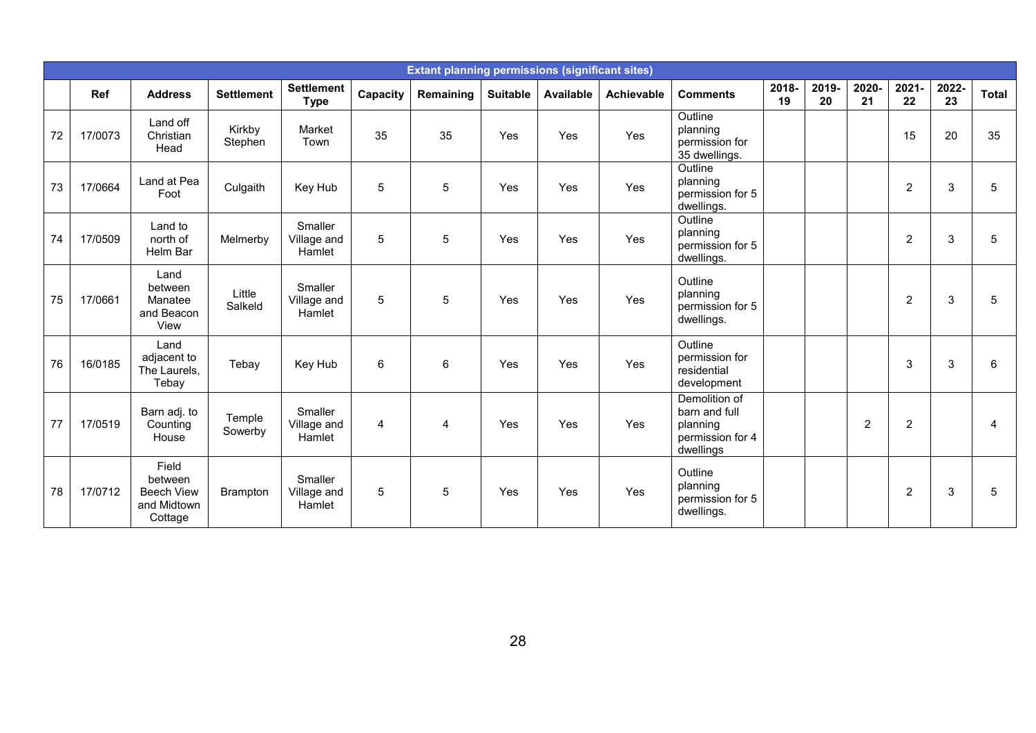| Extant planning permissions (significant sites) | | | | | | | | | | | | | | | | | |
|---|---|---|---|---|---|---|---|---|---|---|---|---|---|---|---|---|---|
| | **Ref** | **Address** | **Settlement** | **Settlement Type** | **Capacity** | **Remaining** | **Suitable** | **Available** | **Achievable** | **Comments** | **2018-19** | **2019-20** | **2020-21** | **2021-22** | **2022-23** | **Total** |
| 72 | 17/0073 | Land off Christian Head | Kirkby Stephen | Market Town | 35 | 35 | Yes | Yes | Yes | Outline planning permission for 35 dwellings. | | | | 15 | 20 | 35 |
| 73 | 17/0664 | Land at Pea Foot | Culgaith | Key Hub | 5 | 5 | Yes | Yes | Yes | Outline planning permission for 5 dwellings. | | | | 2 | 3 | 5 |
| 74 | 17/0509 | Land to north of Helm Bar | Melmerby | Smaller Village and Hamlet | 5 | 5 | Yes | Yes | Yes | Outline planning permission for 5 dwellings. | | | | 2 | 3 | 5 |
| 75 | 17/0661 | Land between Manatee and Beacon View | Little Salkeld | Smaller Village and Hamlet | 5 | 5 | Yes | Yes | Yes | Outline planning permission for 5 dwellings. | | | | 2 | 3 | 5 |
| 76 | 16/0185 | Land adjacent to The Laurels, Tebay | Tebay | Key Hub | 6 | 6 | Yes | Yes | Yes | Outline permission for residential development | | | | 3 | 3 | 6 |
| 77 | 17/0519 | Barn adj. to Counting House | Temple Sowerby | Smaller Village and Hamlet | 4 | 4 | Yes | Yes | Yes | Demolition of barn and full planning permission for 4 dwellings | | | 2 | 2 | | 4 |
| 78 | 17/0712 | Field between Beech View and Midtown Cottage | Brampton | Smaller Village and Hamlet | 5 | 5 | Yes | Yes | Yes | Outline planning permission for 5 dwellings. | | | | 2 | 3 | 5 |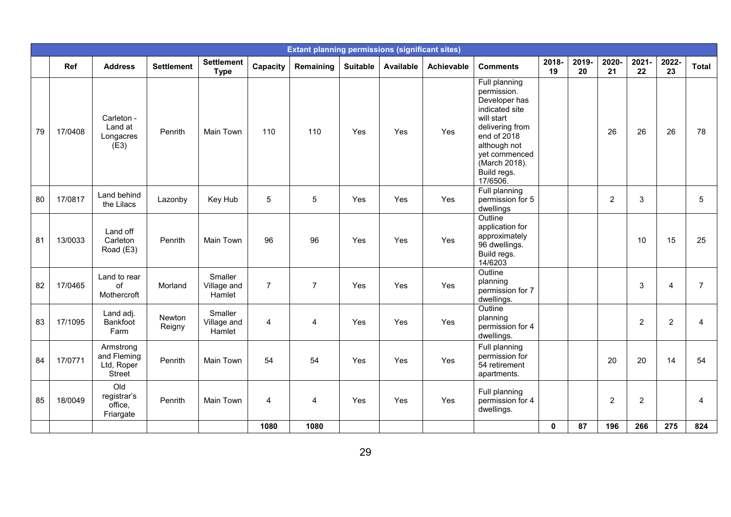| Extant planning permissions (significant sites) | | | | | | | | | | | | | | | | |
|---|---|---|---|---|---|---|---|---|---|---|---|---|---|---|---|---|
| | Ref | Address | Settlement | Settlement Type | Capacity | Remaining | Suitable | Available | Achievable | Comments | 2018-19 | 2019-20 | 2020-21 | 2021-22 | 2022-23 | Total |
| 79 | 17/0408 | Carleton - Land at Longacres (E3) | Penrith | Main Town | 110 | 110 | Yes | Yes | Yes | Full planning permission. Developer has indicated site will start delivering from end of 2018 although not yet commenced (March 2018). Build regs. 17/6506. | | | 26 | 26 | 26 | 78 |
| 80 | 17/0817 | Land behind the Lilacs | Lazonby | Key Hub | 5 | 5 | Yes | Yes | Yes | Full planning permission for 5 dwellings | | | 2 | 3 | | 5 |
| 81 | 13/0033 | Land off Carleton Road (E3) | Penrith | Main Town | 96 | 96 | Yes | Yes | Yes | Outline application for approximately 96 dwellings. Build regs. 14/6203 | | | | 10 | 15 | 25 |
| 82 | 17/0465 | Land to rear of Mothercroft | Morland | Smaller Village and Hamlet | 7 | 7 | Yes | Yes | Yes | Outline planning permission for 7 dwellings. | | | | 3 | 4 | 7 |
| 83 | 17/1095 | Land adj. Bankfoot Farm | Newton Reigny | Smaller Village and Hamlet | 4 | 4 | Yes | Yes | Yes | Outline planning permission for 4 dwellings. | | | | 2 | 2 | 4 |
| 84 | 17/0771 | Armstrong and Fleming Ltd, Roper Street | Penrith | Main Town | 54 | 54 | Yes | Yes | Yes | Full planning permission for 54 retirement apartments. | | | 20 | 20 | 14 | 54 |
| 85 | 18/0049 | Old registrar's office, Friargate | Penrith | Main Town | 4 | 4 | Yes | Yes | Yes | Full planning permission for 4 dwellings. | | | 2 | 2 | | 4 |
| | | | | | **1080** | **1080** | | | | | **0** | **87** | **196** | **266** | **275** | **824** |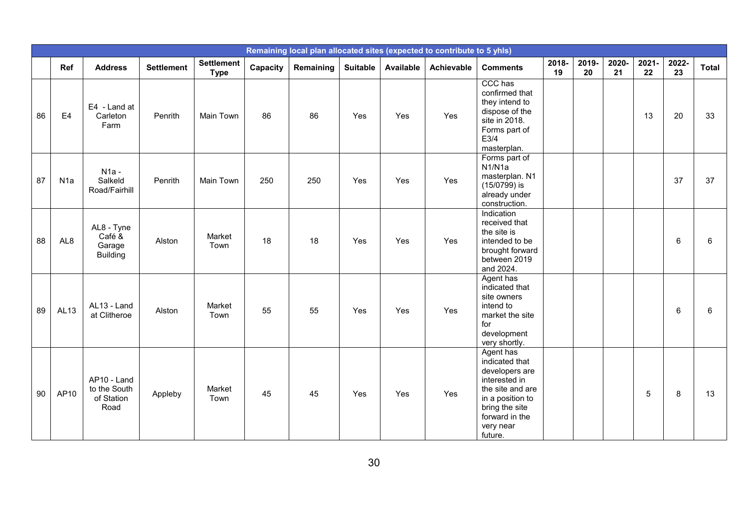| Remaining local plan allocated sites (expected to contribute to 5 yhls) | | | | | | | | | | | | | | | | |
|---|---|---|---|---|---|---|---|---|---|---|---|---|---|---|---|---|
| | **Ref** | **Address** | **Settlement** | **Settlement Type** | **Capacity** | **Remaining** | **Suitable** | **Available** | **Achievable** | **Comments** | **2018-19** | **2019-20** | **2020-21** | **2021-22** | **2022-23** | **Total** |
| 86 | E4 | E4 - Land at Carleton Farm | Penrith | Main Town | 86 | 86 | Yes | Yes | Yes | CCC has confirmed that they intend to dispose of the site in 2018. Forms part of E3/4 masterplan. | | | | 13 | 20 | 33 |
| 87 | N1a | N1a - Salkeld Road/Fairhill | Penrith | Main Town | 250 | 250 | Yes | Yes | Yes | Forms part of N1/N1a masterplan. N1 (15/0799) is already under construction. | | | | | 37 | 37 |
| 88 | AL8 | AL8 - Tyne Café & Garage Building | Alston | Market Town | 18 | 18 | Yes | Yes | Yes | Indication received that the site is intended to be brought forward between 2019 and 2024. | | | | | 6 | 6 |
| 89 | AL13 | AL13 - Land at Clitheroe | Alston | Market Town | 55 | 55 | Yes | Yes | Yes | Agent has indicated that site owners intend to market the site for development very shortly. | | | | | 6 | 6 |
| 90 | AP10 | AP10 - Land to the South of Station Road | Appleby | Market Town | 45 | 45 | Yes | Yes | Yes | Agent has indicated that developers are interested in the site and are in a position to bring the site forward in the very near future. | | | | 5 | 8 | 13 |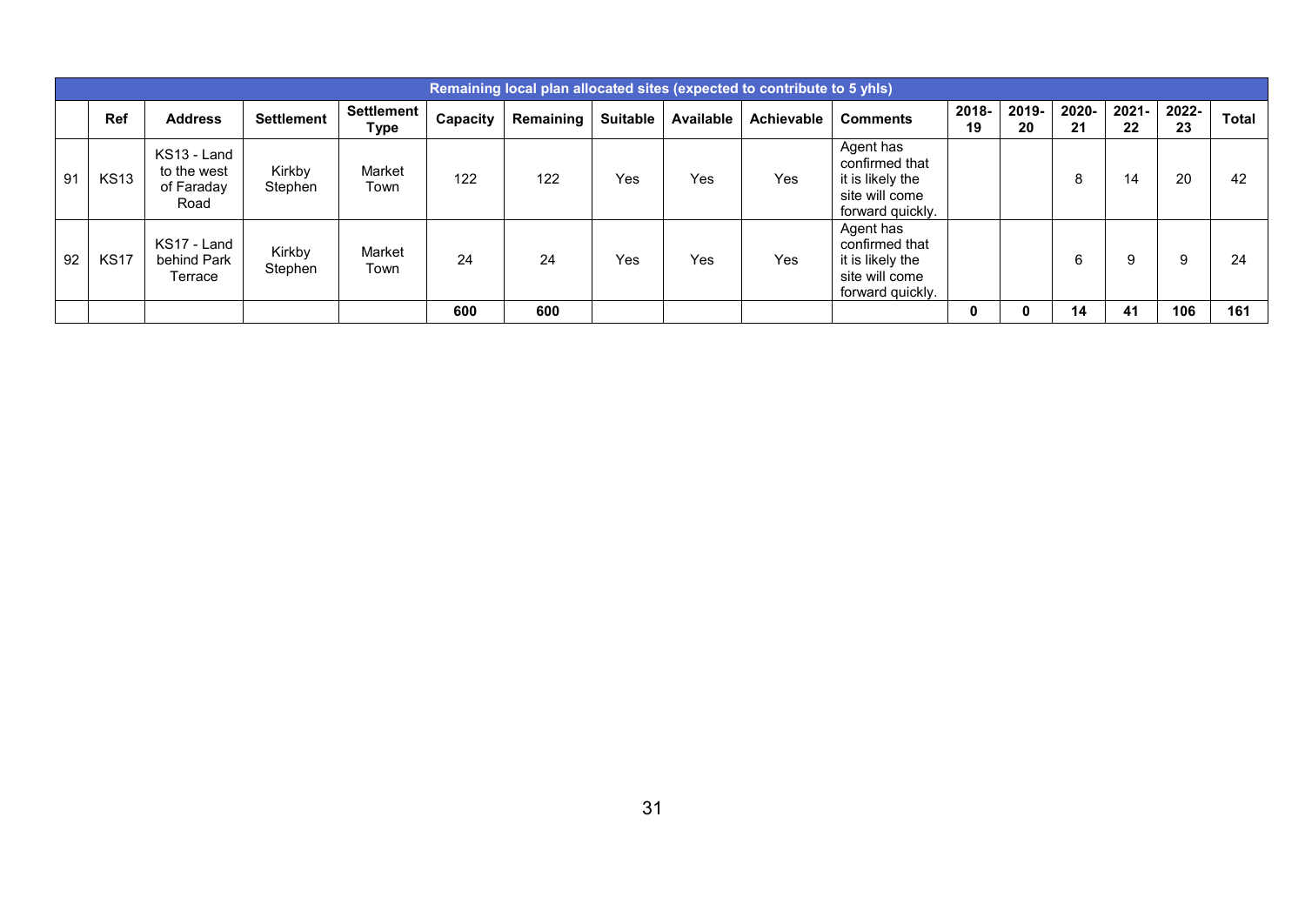| Remaining local plan allocated sites (expected to contribute to 5 yhls) | | | | | | | | | | | | | | | | |
|---|---|---|---|---|---|---|---|---|---|---|---|---|---|---|---|---|
| | **Ref** | **Address** | **Settlement** | **Settlement Type** | **Capacity** | **Remaining** | **Suitable** | **Available** | **Achievable** | **Comments** | **2018-19** | **2019-20** | **2020-21** | **2021-22** | **2022-23** | **Total** |
| 91 | KS13 | KS13 - Land to the west of Faraday Road | Kirkby Stephen | Market Town | 122 | 122 | Yes | Yes | Yes | Agent has confirmed that it is likely the site will come forward quickly. | | | 8 | 14 | 20 | 42 |
| 92 | KS17 | KS17 - Land behind Park Terrace | Kirkby Stephen | Market Town | 24 | 24 | Yes | Yes | Yes | Agent has confirmed that it is likely the site will come forward quickly. | | | 6 | 9 | 9 | 24 |
| | | | | | **600** | **600** | | | | | **0** | **0** | **14** | **41** | **106** | **161** |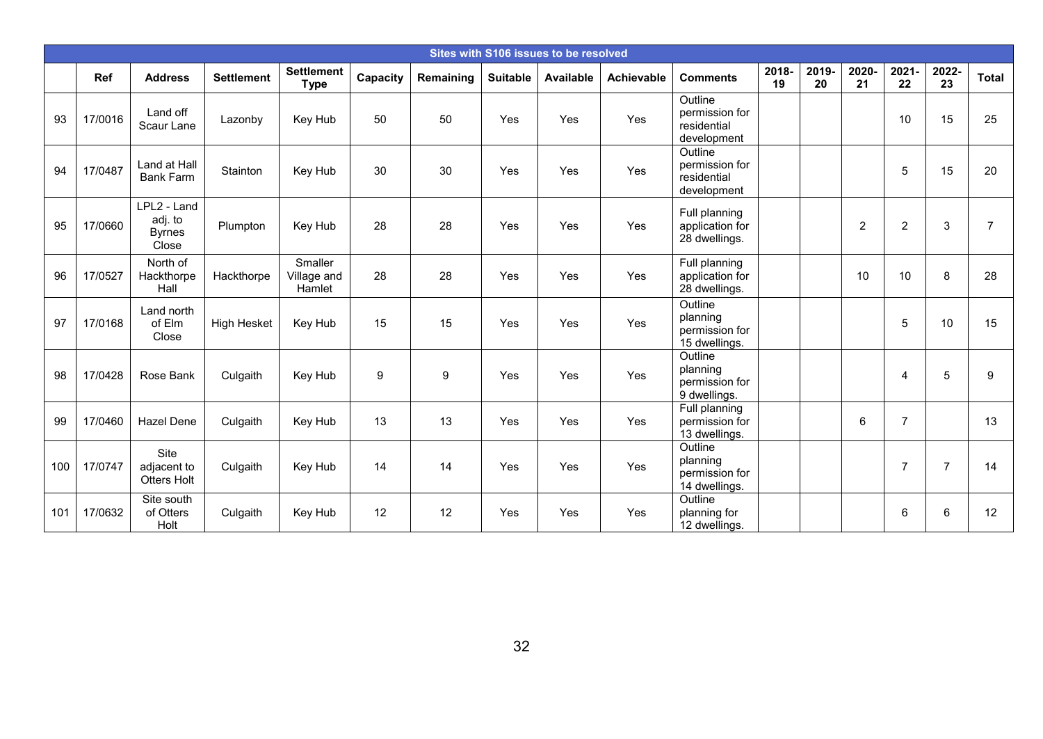| Sites with S106 issues to be resolved | | | | | | | | | | | | | | | | |
|---|---|---|---|---|---|---|---|---|---|---|---|---|---|---|---|---|
| | **Ref** | **Address** | **Settlement** | **Settlement Type** | **Capacity** | **Remaining** | **Suitable** | **Available** | **Achievable** | **Comments** | **2018-19** | **2019-20** | **2020-21** | **2021-22** | **2022-23** | **Total** |
| 93 | 17/0016 | Land off Scaur Lane | Lazonby | Key Hub | 50 | 50 | Yes | Yes | Yes | Outline permission for residential development | | | | 10 | 15 | 25 |
| 94 | 17/0487 | Land at Hall Bank Farm | Stainton | Key Hub | 30 | 30 | Yes | Yes | Yes | Outline permission for residential development | | | | 5 | 15 | 20 |
| 95 | 17/0660 | LPL2 - Land adj. to Byrnes Close | Plumpton | Key Hub | 28 | 28 | Yes | Yes | Yes | Full planning application for 28 dwellings. | | | 2 | 2 | 3 | 7 |
| 96 | 17/0527 | North of Hackthorpe Hall | Hackthorpe | Smaller Village and Hamlet | 28 | 28 | Yes | Yes | Yes | Full planning application for 28 dwellings. | | | 10 | 10 | 8 | 28 |
| 97 | 17/0168 | Land north of Elm Close | High Hesket | Key Hub | 15 | 15 | Yes | Yes | Yes | Outline planning permission for 15 dwellings. | | | | 5 | 10 | 15 |
| 98 | 17/0428 | Rose Bank | Culgaith | Key Hub | 9 | 9 | Yes | Yes | Yes | Outline planning permission for 9 dwellings. | | | | 4 | 5 | 9 |
| 99 | 17/0460 | Hazel Dene | Culgaith | Key Hub | 13 | 13 | Yes | Yes | Yes | Full planning permission for 13 dwellings. | | | 6 | 7 | | 13 |
| 100 | 17/0747 | Site adjacent to Otters Holt | Culgaith | Key Hub | 14 | 14 | Yes | Yes | Yes | Outline planning permission for 14 dwellings. | | | | 7 | 7 | 14 |
| 101 | 17/0632 | Site south of Otters Holt | Culgaith | Key Hub | 12 | 12 | Yes | Yes | Yes | Outline planning for 12 dwellings. | | | | 6 | 6 | 12 |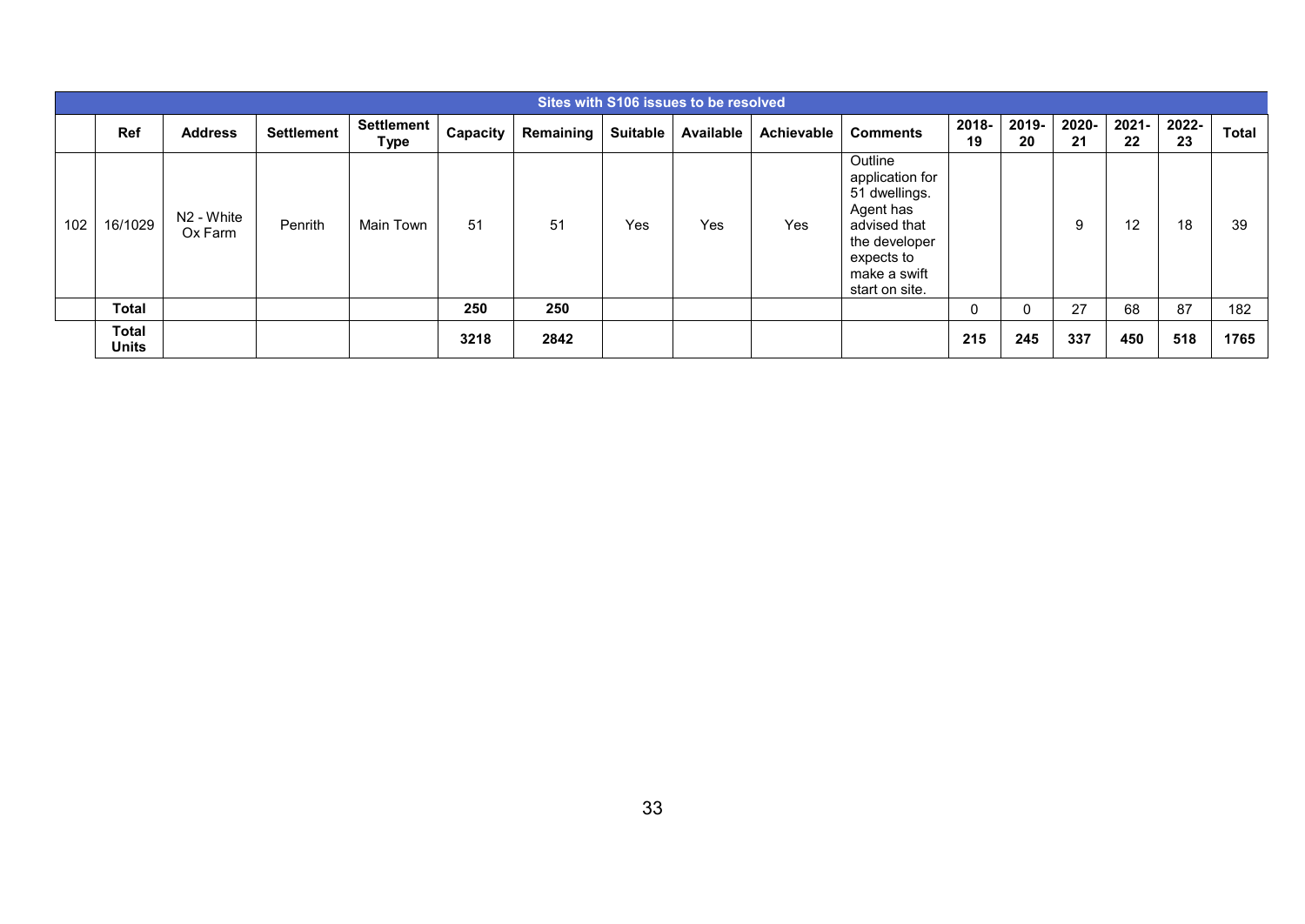| Sites with S106 issues to be resolved | | | | | | | | | | | | | | | | |
|---|---|---|---|---|---|---|---|---|---|---|---|---|---|---|---|---|
| | **Ref** | **Address** | **Settlement** | **Settlement Type** | **Capacity** | **Remaining** | **Suitable** | **Available** | **Achievable** | **Comments** | **2018-19** | **2019-20** | **2020-21** | **2021-22** | **2022-23** | **Total** |
| 102 | 16/1029 | N2 - White Ox Farm | Penrith | Main Town | 51 | 51 | Yes | Yes | Yes | Outline application for 51 dwellings. Agent has advised that the developer expects to make a swift start on site. | | | 9 | 12 | 18 | 39 |
| | **Total** | | | | **250** | **250** | | | | | 0 | 0 | 27 | 68 | 87 | 182 |
| | **Total Units** | | | | **3218** | **2842** | | | | | **215** | **245** | **337** | **450** | **518** | **1765** |